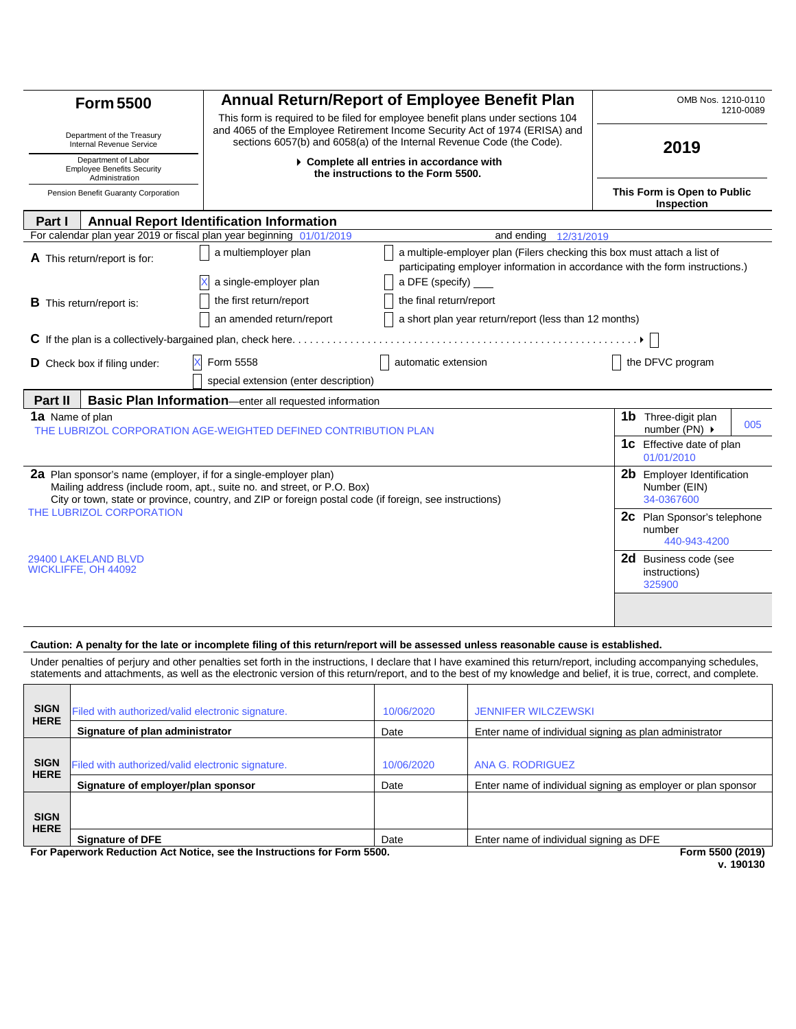# Form 5500

Department of the Treasury
Internal Revenue Service

Department of Labor
Employee Benefits Security Administration

Pension Benefit Guaranty Corporation

## Annual Return/Report of Employee Benefit Plan

This form is required to be filed for employee benefit plans under sections 104 and 4065 of the Employee Retirement Income Security Act of 1974 (ERISA) and sections 6057(b) and 6058(a) of the Internal Revenue Code (the Code).

▶ **Complete all entries in accordance with the instructions to the Form 5500.**

OMB Nos. 1210-0110
1210-0089

**2019**

**This Form is Open to Public Inspection**

## Part I Annual Report Identification Information

For calendar plan year 2019 or fiscal plan year beginning 01/01/2019 and ending 12/31/2019

**A** This return/report is for:
- ☐ a multiemployer plan
- ☐ a multiple-employer plan (Filers checking this box must attach a list of participating employer information in accordance with the form instructions.)
- ☒ a single-employer plan
- ☐ a DFE (specify) ___

**B** This return/report is:
- ☐ the first return/report
- ☐ the final return/report
- ☐ an amended return/report
- ☐ a short plan year return/report (less than 12 months)

**C** If the plan is a collectively-bargained plan, check here. . . . . . . . . . . . . . . . . . . . . . . . . . . . . . . . . . . . ▶ ☐

**D** Check box if filing under:
- ☒ Form 5558
- ☐ automatic extension
- ☐ the DFVC program
- ☐ special extension (enter description)

## Part II Basic Plan Information—enter all requested information

**1a** Name of plan
THE LUBRIZOL CORPORATION AGE-WEIGHTED DEFINED CONTRIBUTION PLAN

**1b** Three-digit plan number (PN) ▶ 005

**1c** Effective date of plan
01/01/2010

**2a** Plan sponsor's name (employer, if for a single-employer plan)
Mailing address (include room, apt., suite no. and street, or P.O. Box)
City or town, state or province, country, and ZIP or foreign postal code (if foreign, see instructions)

THE LUBRIZOL CORPORATION

29400 LAKELAND BLVD
WICKLIFFE, OH 44092

**2b** Employer Identification Number (EIN)
34-0367600

**2c** Plan Sponsor's telephone number
440-943-4200

**2d** Business code (see instructions)
325900

**Caution: A penalty for the late or incomplete filing of this return/report will be assessed unless reasonable cause is established.**

Under penalties of perjury and other penalties set forth in the instructions, I declare that I have examined this return/report, including accompanying schedules, statements and attachments, as well as the electronic version of this return/report, and to the best of my knowledge and belief, it is true, correct, and complete.

| | | | |
|---|---|---|---|
| **SIGN HERE** | Filed with authorized/valid electronic signature. | 10/06/2020 | JENNIFER WILCZEWSKI |
| | **Signature of plan administrator** | Date | Enter name of individual signing as plan administrator |
| **SIGN HERE** | Filed with authorized/valid electronic signature. | 10/06/2020 | ANA G. RODRIGUEZ |
| | **Signature of employer/plan sponsor** | Date | Enter name of individual signing as employer or plan sponsor |
| **SIGN HERE** | | | |
| | **Signature of DFE** | Date | Enter name of individual signing as DFE |

**For Paperwork Reduction Act Notice, see the Instructions for Form 5500.** **Form 5500 (2019)**
**v. 190130**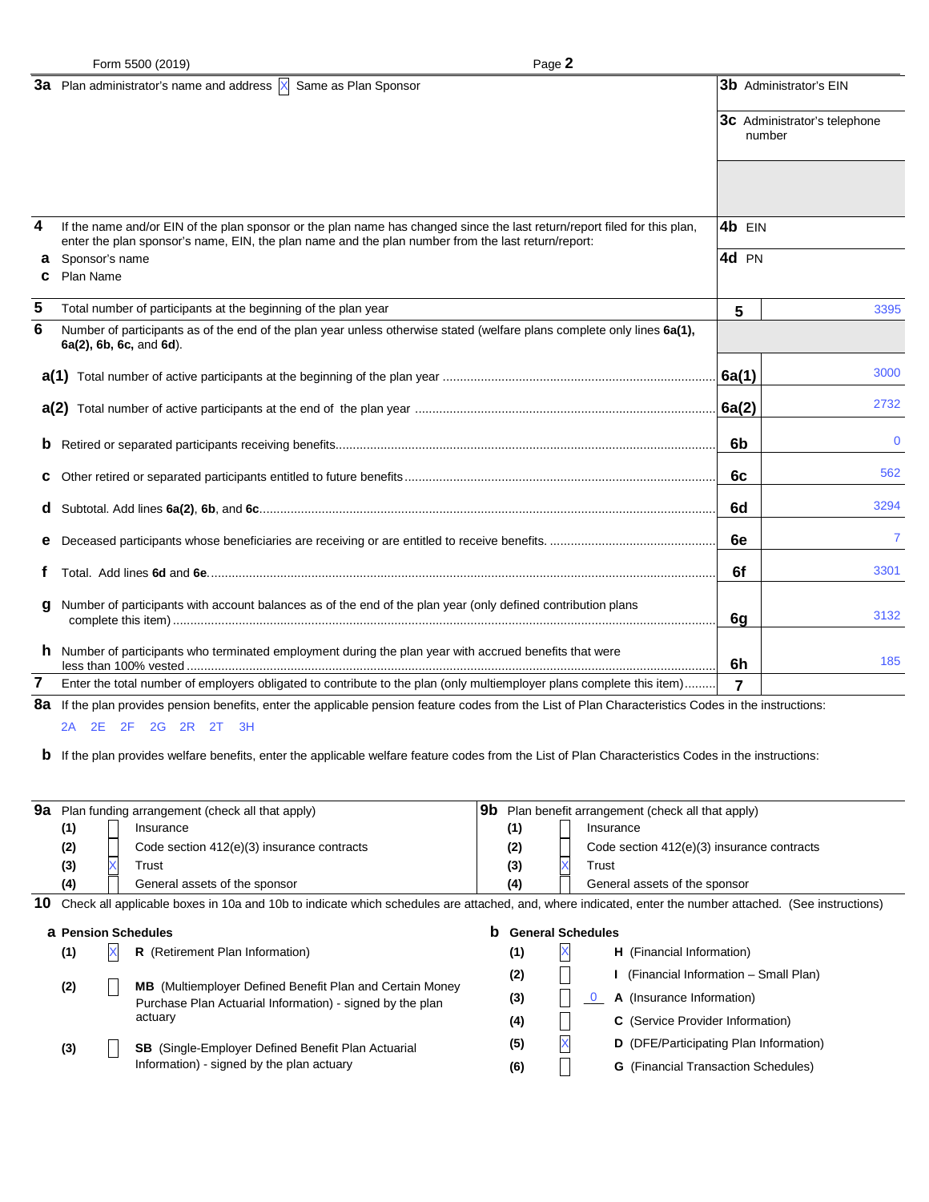Form 5500 (2019) Page **2**

**3a** Plan administrator's name and address [X] Same as Plan Sponsor

**3b** Administrator's EIN

**3c** Administrator's telephone number

**4** If the name and/or EIN of the plan sponsor or the plan name has changed since the last return/report filed for this plan, enter the plan sponsor's name, EIN, the plan name and the plan number from the last return/report:

**a** Sponsor's name

**4b** EIN

**c** Plan Name

**4d** PN

| Line | Description | Line No. | Number |
|---|---|---|---|
| **5** | Total number of participants at the beginning of the plan year | **5** | 3395 |
| **6** | Number of participants as of the end of the plan year unless otherwise stated (welfare plans complete only lines **6a(1), 6a(2), 6b, 6c,** and **6d**). | | |
| **a(1)** | Total number of active participants at the beginning of the plan year | **6a(1)** | 3000 |
| **a(2)** | Total number of active participants at the end of the plan year | **6a(2)** | 2732 |
| **b** | Retired or separated participants receiving benefits | **6b** | 0 |
| **c** | Other retired or separated participants entitled to future benefits | **6c** | 562 |
| **d** | Subtotal. Add lines **6a(2)**, **6b**, and **6c** | **6d** | 3294 |
| **e** | Deceased participants whose beneficiaries are receiving or are entitled to receive benefits. | **6e** | 7 |
| **f** | Total. Add lines **6d** and **6e** | **6f** | 3301 |
| **g** | Number of participants with account balances as of the end of the plan year (only defined contribution plans complete this item) | **6g** | 3132 |
| **h** | Number of participants who terminated employment during the plan year with accrued benefits that were less than 100% vested | **6h** | 185 |
| **7** | Enter the total number of employers obligated to contribute to the plan (only multiemployer plans complete this item) | **7** | |

**8a** If the plan provides pension benefits, enter the applicable pension feature codes from the List of Plan Characteristics Codes in the instructions:

2A 2E 2F 2G 2R 2T 3H

**b** If the plan provides welfare benefits, enter the applicable welfare feature codes from the List of Plan Characteristics Codes in the instructions:

| **9a** Plan funding arrangement (check all that apply) | | **9b** Plan benefit arrangement (check all that apply) | |
|---|---|---|---|
| **(1)** [ ] | Insurance | **(1)** [ ] | Insurance |
| **(2)** [ ] | Code section 412(e)(3) insurance contracts | **(2)** [ ] | Code section 412(e)(3) insurance contracts |
| **(3)** [X] | Trust | **(3)** [X] | Trust |
| **(4)** [ ] | General assets of the sponsor | **(4)** [ ] | General assets of the sponsor |

**10** Check all applicable boxes in 10a and 10b to indicate which schedules are attached, and, where indicated, enter the number attached. (See instructions)

| **a Pension Schedules** | | **b General Schedules** | |
|---|---|---|---|
| **(1)** [X] | **R** (Retirement Plan Information) | **(1)** [X] | **H** (Financial Information) |
| **(2)** [ ] | **MB** (Multiemployer Defined Benefit Plan and Certain Money Purchase Plan Actuarial Information) - signed by the plan actuary | **(2)** [ ] | **I** (Financial Information – Small Plan) |
| | | **(3)** [ ] 0 | **A** (Insurance Information) |
| | | **(4)** [ ] | **C** (Service Provider Information) |
| **(3)** [ ] | **SB** (Single-Employer Defined Benefit Plan Actuarial Information) - signed by the plan actuary | **(5)** [X] | **D** (DFE/Participating Plan Information) |
| | | **(6)** [ ] | **G** (Financial Transaction Schedules) |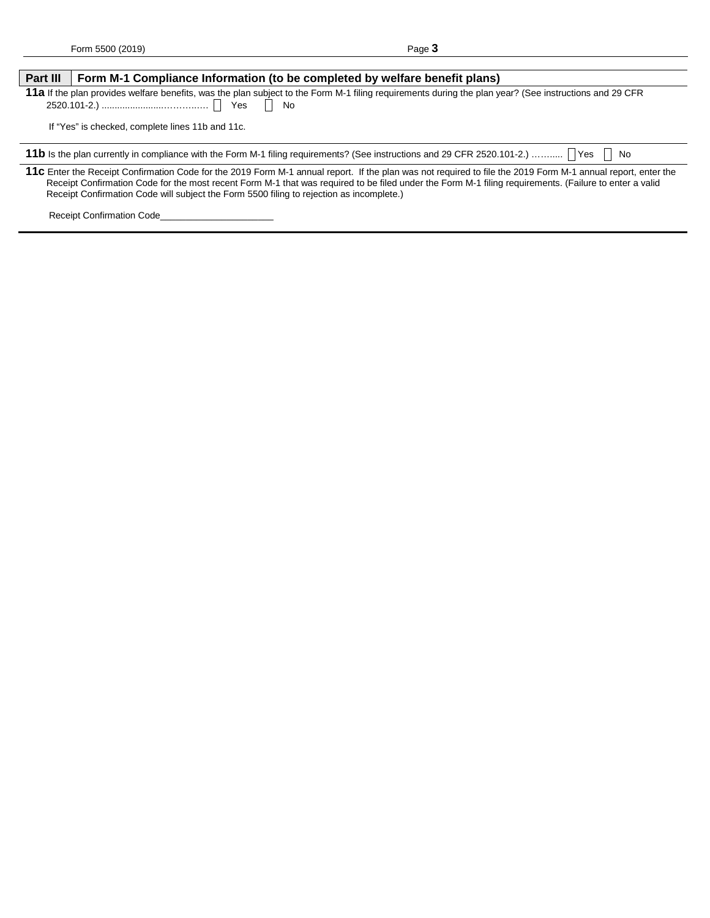## Part III Form M-1 Compliance Information (to be completed by welfare benefit plans)

**11a** If the plan provides welfare benefits, was the plan subject to the Form M-1 filing requirements during the plan year? (See instructions and 29 CFR 2520.101-2.) ....................................... ☐ Yes ☐ No

If "Yes" is checked, complete lines 11b and 11c.

**11b** Is the plan currently in compliance with the Form M-1 filing requirements? (See instructions and 29 CFR 2520.101-2.) ……..... ☐ Yes ☐ No

**11c** Enter the Receipt Confirmation Code for the 2019 Form M-1 annual report. If the plan was not required to file the 2019 Form M-1 annual report, enter the Receipt Confirmation Code for the most recent Form M-1 that was required to be filed under the Form M-1 filing requirements. (Failure to enter a valid Receipt Confirmation Code will subject the Form 5500 filing to rejection as incomplete.)

Receipt Confirmation Code______________________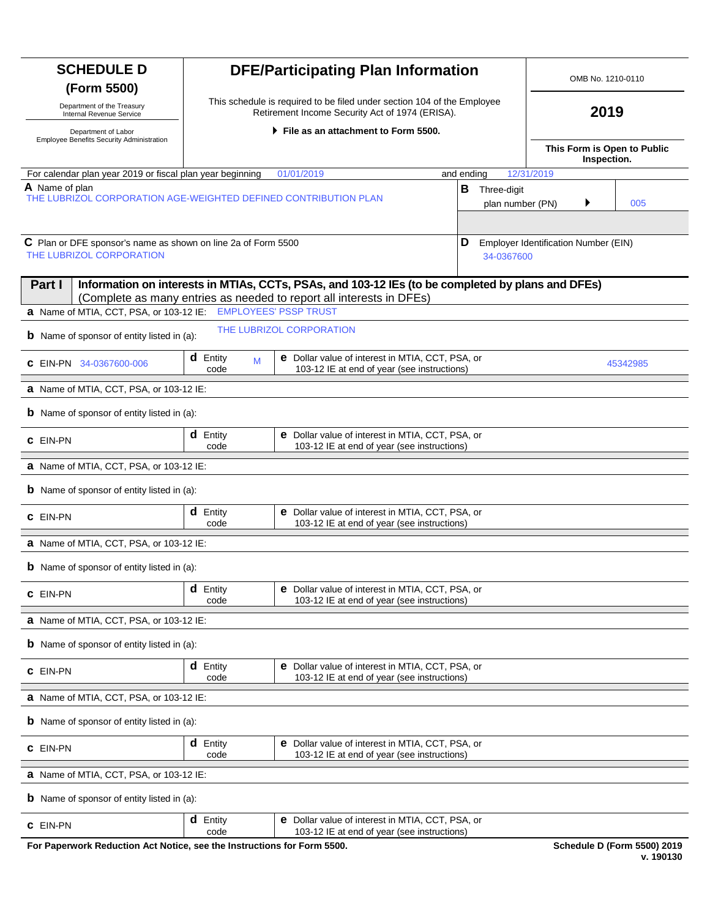# SCHEDULE D (Form 5500)

Department of the Treasury
Internal Revenue Service

Department of Labor
Employee Benefits Security Administration

## DFE/Participating Plan Information

This schedule is required to be filed under section 104 of the Employee Retirement Income Security Act of 1974 (ERISA).

▶ **File as an attachment to Form 5500.**

OMB No. 1210-0110

**2019**

**This Form is Open to Public Inspection.**

For calendar plan year 2019 or fiscal plan year beginning 01/01/2019 and ending 12/31/2019

**A** Name of plan
THE LUBRIZOL CORPORATION AGE-WEIGHTED DEFINED CONTRIBUTION PLAN

**B** Three-digit plan number (PN) ▶ 005

**C** Plan or DFE sponsor's name as shown on line 2a of Form 5500
THE LUBRIZOL CORPORATION

**D** Employer Identification Number (EIN)
34-0367600

## Part I Information on interests in MTIAs, CCTs, PSAs, and 103-12 IEs (to be completed by plans and DFEs)
(Complete as many entries as needed to report all interests in DFEs)

**a** Name of MTIA, CCT, PSA, or 103-12 IE: EMPLOYEES' PSSP TRUST

**b** Name of sponsor of entity listed in (a): THE LUBRIZOL CORPORATION

| **c** EIN-PN | **d** Entity code | **e** Dollar value of interest in MTIA, CCT, PSA, or 103-12 IE at end of year (see instructions) |
|---|---|---|
| 34-0367600-006 | M | 45342985 |

**a** Name of MTIA, CCT, PSA, or 103-12 IE:

**b** Name of sponsor of entity listed in (a):

| **c** EIN-PN | **d** Entity code | **e** Dollar value of interest in MTIA, CCT, PSA, or 103-12 IE at end of year (see instructions) |
|---|---|---|
| | | |

**a** Name of MTIA, CCT, PSA, or 103-12 IE:

**b** Name of sponsor of entity listed in (a):

| **c** EIN-PN | **d** Entity code | **e** Dollar value of interest in MTIA, CCT, PSA, or 103-12 IE at end of year (see instructions) |
|---|---|---|
| | | |

**a** Name of MTIA, CCT, PSA, or 103-12 IE:

**b** Name of sponsor of entity listed in (a):

| **c** EIN-PN | **d** Entity code | **e** Dollar value of interest in MTIA, CCT, PSA, or 103-12 IE at end of year (see instructions) |
|---|---|---|
| | | |

**a** Name of MTIA, CCT, PSA, or 103-12 IE:

**b** Name of sponsor of entity listed in (a):

| **c** EIN-PN | **d** Entity code | **e** Dollar value of interest in MTIA, CCT, PSA, or 103-12 IE at end of year (see instructions) |
|---|---|---|
| | | |

**a** Name of MTIA, CCT, PSA, or 103-12 IE:

**b** Name of sponsor of entity listed in (a):

| **c** EIN-PN | **d** Entity code | **e** Dollar value of interest in MTIA, CCT, PSA, or 103-12 IE at end of year (see instructions) |
|---|---|---|
| | | |

**a** Name of MTIA, CCT, PSA, or 103-12 IE:

**b** Name of sponsor of entity listed in (a):

| **c** EIN-PN | **d** Entity code | **e** Dollar value of interest in MTIA, CCT, PSA, or 103-12 IE at end of year (see instructions) |
|---|---|---|
| | | |

**For Paperwork Reduction Act Notice, see the Instructions for Form 5500.** **Schedule D (Form 5500) 2019**
**v. 190130**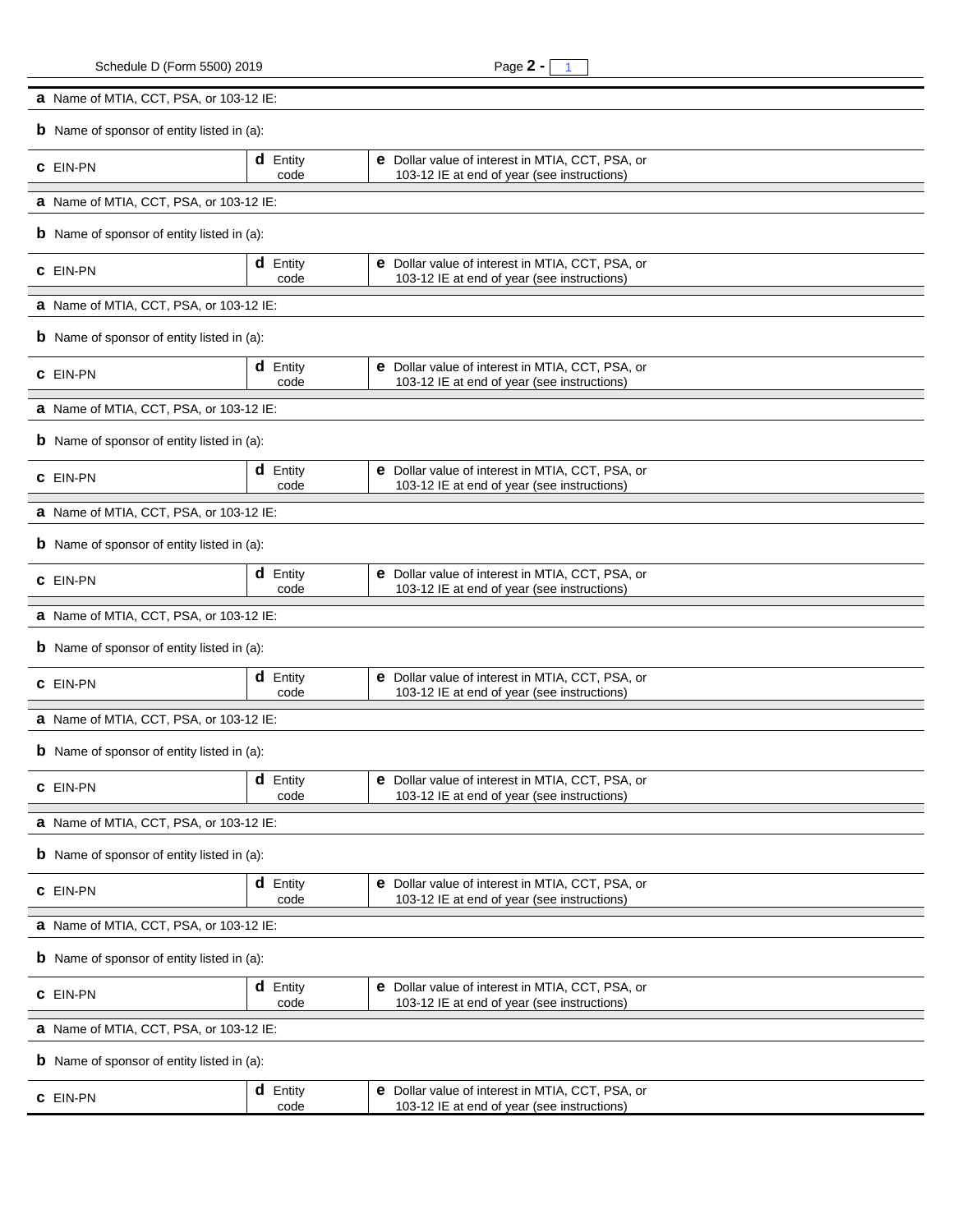**a** Name of MTIA, CCT, PSA, or 103-12 IE:

**b** Name of sponsor of entity listed in (a):

| **c** EIN-PN | **d** Entity code | **e** Dollar value of interest in MTIA, CCT, PSA, or 103-12 IE at end of year (see instructions) |
|---|---|---|

**a** Name of MTIA, CCT, PSA, or 103-12 IE:

**b** Name of sponsor of entity listed in (a):

| **c** EIN-PN | **d** Entity code | **e** Dollar value of interest in MTIA, CCT, PSA, or 103-12 IE at end of year (see instructions) |
|---|---|---|

**a** Name of MTIA, CCT, PSA, or 103-12 IE:

**b** Name of sponsor of entity listed in (a):

| **c** EIN-PN | **d** Entity code | **e** Dollar value of interest in MTIA, CCT, PSA, or 103-12 IE at end of year (see instructions) |
|---|---|---|

**a** Name of MTIA, CCT, PSA, or 103-12 IE:

**b** Name of sponsor of entity listed in (a):

| **c** EIN-PN | **d** Entity code | **e** Dollar value of interest in MTIA, CCT, PSA, or 103-12 IE at end of year (see instructions) |
|---|---|---|

**a** Name of MTIA, CCT, PSA, or 103-12 IE:

**b** Name of sponsor of entity listed in (a):

| **c** EIN-PN | **d** Entity code | **e** Dollar value of interest in MTIA, CCT, PSA, or 103-12 IE at end of year (see instructions) |
|---|---|---|

**a** Name of MTIA, CCT, PSA, or 103-12 IE:

**b** Name of sponsor of entity listed in (a):

| **c** EIN-PN | **d** Entity code | **e** Dollar value of interest in MTIA, CCT, PSA, or 103-12 IE at end of year (see instructions) |
|---|---|---|

**a** Name of MTIA, CCT, PSA, or 103-12 IE:

**b** Name of sponsor of entity listed in (a):

| **c** EIN-PN | **d** Entity code | **e** Dollar value of interest in MTIA, CCT, PSA, or 103-12 IE at end of year (see instructions) |
|---|---|---|

**a** Name of MTIA, CCT, PSA, or 103-12 IE:

**b** Name of sponsor of entity listed in (a):

| **c** EIN-PN | **d** Entity code | **e** Dollar value of interest in MTIA, CCT, PSA, or 103-12 IE at end of year (see instructions) |
|---|---|---|

**a** Name of MTIA, CCT, PSA, or 103-12 IE:

**b** Name of sponsor of entity listed in (a):

| **c** EIN-PN | **d** Entity code | **e** Dollar value of interest in MTIA, CCT, PSA, or 103-12 IE at end of year (see instructions) |
|---|---|---|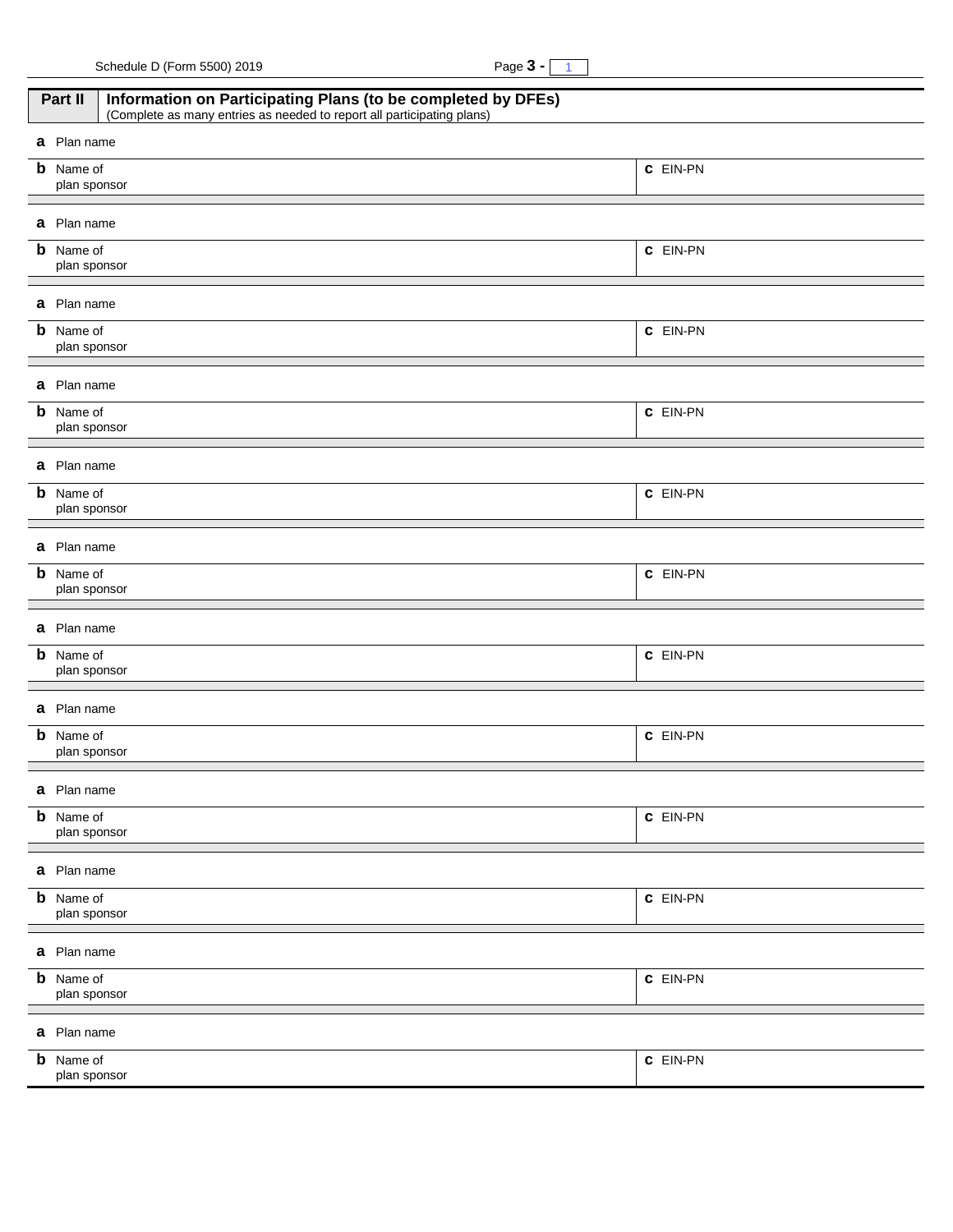## Part II Information on Participating Plans (to be completed by DFEs)

(Complete as many entries as needed to report all participating plans)

| | |
|---|---|
| **a** Plan name | |
| **b** Name of plan sponsor | **c** EIN-PN |
| **a** Plan name | |
| **b** Name of plan sponsor | **c** EIN-PN |
| **a** Plan name | |
| **b** Name of plan sponsor | **c** EIN-PN |
| **a** Plan name | |
| **b** Name of plan sponsor | **c** EIN-PN |
| **a** Plan name | |
| **b** Name of plan sponsor | **c** EIN-PN |
| **a** Plan name | |
| **b** Name of plan sponsor | **c** EIN-PN |
| **a** Plan name | |
| **b** Name of plan sponsor | **c** EIN-PN |
| **a** Plan name | |
| **b** Name of plan sponsor | **c** EIN-PN |
| **a** Plan name | |
| **b** Name of plan sponsor | **c** EIN-PN |
| **a** Plan name | |
| **b** Name of plan sponsor | **c** EIN-PN |
| **a** Plan name | |
| **b** Name of plan sponsor | **c** EIN-PN |
| **a** Plan name | |
| **b** Name of plan sponsor | **c** EIN-PN |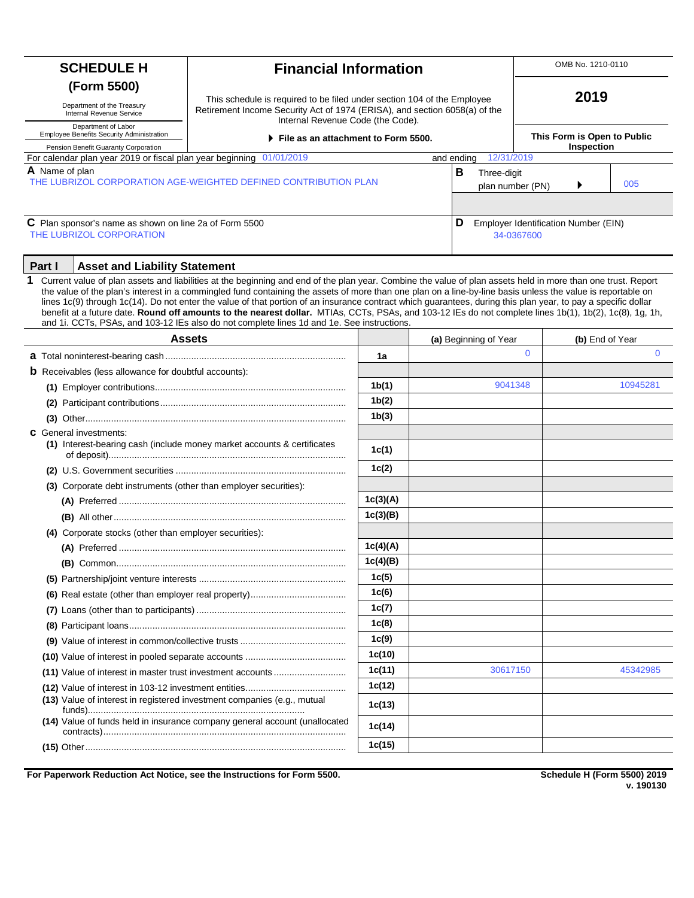# SCHEDULE H (Form 5500)

Department of the Treasury
Internal Revenue Service

Department of Labor
Employee Benefits Security Administration

Pension Benefit Guaranty Corporation

## Financial Information

This schedule is required to be filed under section 104 of the Employee Retirement Income Security Act of 1974 (ERISA), and section 6058(a) of the Internal Revenue Code (the Code).

▶ **File as an attachment to Form 5500.**

OMB No. 1210-0110

**2019**

**This Form is Open to Public Inspection**

For calendar plan year 2019 or fiscal plan year beginning 01/01/2019 and ending 12/31/2019

**A** Name of plan
THE LUBRIZOL CORPORATION AGE-WEIGHTED DEFINED CONTRIBUTION PLAN

**B** Three-digit plan number (PN) ▶ 005

**C** Plan sponsor's name as shown on line 2a of Form 5500
THE LUBRIZOL CORPORATION

**D** Employer Identification Number (EIN)
34-0367600

## Part I Asset and Liability Statement

**1** Current value of plan assets and liabilities at the beginning and end of the plan year. Combine the value of plan assets held in more than one trust. Report the value of the plan's interest in a commingled fund containing the assets of more than one plan on a line-by-line basis unless the value is reportable on lines 1c(9) through 1c(14). Do not enter the value of that portion of an insurance contract which guarantees, during this plan year, to pay a specific dollar benefit at a future date. **Round off amounts to the nearest dollar.** MTIAs, CCTs, PSAs, and 103-12 IEs do not complete lines 1b(1), 1b(2), 1c(8), 1g, 1h, and 1i. CCTs, PSAs, and 103-12 IEs also do not complete lines 1d and 1e. See instructions.

| Assets | | (a) Beginning of Year | (b) End of Year |
|---|---|---|---|
| **a** Total noninterest-bearing cash | 1a | 0 | 0 |
| **b** Receivables (less allowance for doubtful accounts): | | | |
| **(1)** Employer contributions | 1b(1) | 9041348 | 10945281 |
| **(2)** Participant contributions | 1b(2) | | |
| **(3)** Other | 1b(3) | | |
| **c** General investments: | | | |
| **(1)** Interest-bearing cash (include money market accounts & certificates of deposit) | 1c(1) | | |
| **(2)** U.S. Government securities | 1c(2) | | |
| **(3)** Corporate debt instruments (other than employer securities): | | | |
| **(A)** Preferred | 1c(3)(A) | | |
| **(B)** All other | 1c(3)(B) | | |
| **(4)** Corporate stocks (other than employer securities): | | | |
| **(A)** Preferred | 1c(4)(A) | | |
| **(B)** Common | 1c(4)(B) | | |
| **(5)** Partnership/joint venture interests | 1c(5) | | |
| **(6)** Real estate (other than employer real property) | 1c(6) | | |
| **(7)** Loans (other than to participants) | 1c(7) | | |
| **(8)** Participant loans | 1c(8) | | |
| **(9)** Value of interest in common/collective trusts | 1c(9) | | |
| **(10)** Value of interest in pooled separate accounts | 1c(10) | | |
| **(11)** Value of interest in master trust investment accounts | 1c(11) | 30617150 | 45342985 |
| **(12)** Value of interest in 103-12 investment entities | 1c(12) | | |
| **(13)** Value of interest in registered investment companies (e.g., mutual funds) | 1c(13) | | |
| **(14)** Value of funds held in insurance company general account (unallocated contracts) | 1c(14) | | |
| **(15)** Other | 1c(15) | | |

**For Paperwork Reduction Act Notice, see the Instructions for Form 5500.**

**Schedule H (Form 5500) 2019**
**v. 190130**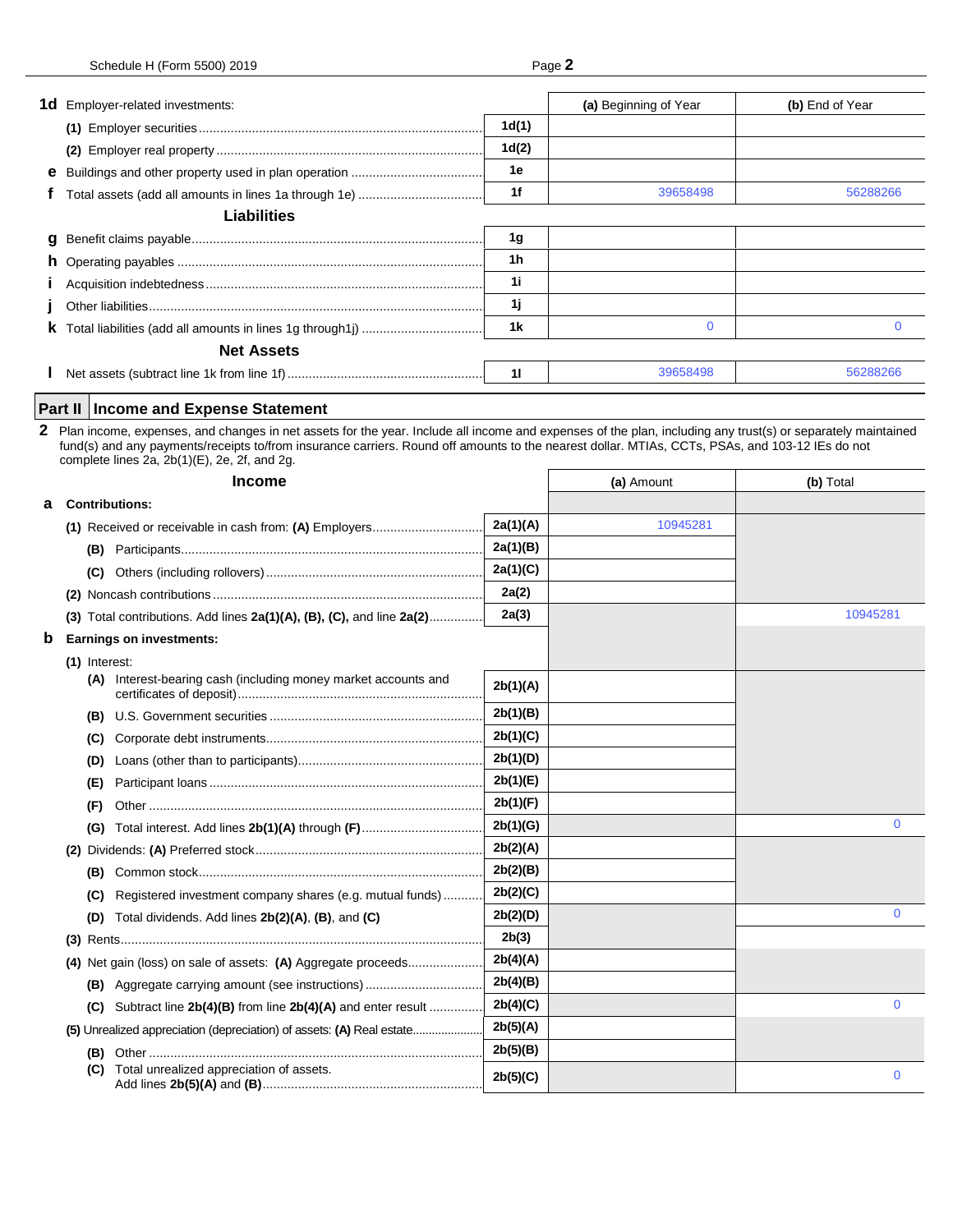| | | | (a) Beginning of Year | (b) End of Year |
|---|---|---|---|---|
| **1d** | Employer-related investments: | | | |
| | **(1)** Employer securities | 1d(1) | | |
| | **(2)** Employer real property | 1d(2) | | |
| **e** | Buildings and other property used in plan operation | 1e | | |
| **f** | Total assets (add all amounts in lines 1a through 1e) | 1f | 39658498 | 56288266 |
| | **Liabilities** | | | |
| **g** | Benefit claims payable | 1g | | |
| **h** | Operating payables | 1h | | |
| **i** | Acquisition indebtedness | 1i | | |
| **j** | Other liabilities | 1j | | |
| **k** | Total liabilities (add all amounts in lines 1g through1j) | 1k | 0 | 0 |
| | **Net Assets** | | | |
| **l** | Net assets (subtract line 1k from line 1f) | 1l | 39658498 | 56288266 |

## Part II Income and Expense Statement

**2** Plan income, expenses, and changes in net assets for the year. Include all income and expenses of the plan, including any trust(s) or separately maintained fund(s) and any payments/receipts to/from insurance carriers. Round off amounts to the nearest dollar. MTIAs, CCTs, PSAs, and 103-12 IEs do not complete lines 2a, 2b(1)(E), 2e, 2f, and 2g.

| | **Income** | | (a) Amount | (b) Total |
|---|---|---|---|---|
| **a** | **Contributions:** | | | |
| | **(1)** Received or receivable in cash from: **(A)** Employers | 2a(1)(A) | 10945281 | |
| | **(B)** Participants | 2a(1)(B) | | |
| | **(C)** Others (including rollovers) | 2a(1)(C) | | |
| | **(2)** Noncash contributions | 2a(2) | | |
| | **(3)** Total contributions. Add lines **2a(1)(A), (B), (C),** and line **2a(2)** | 2a(3) | | 10945281 |
| **b** | **Earnings on investments:** | | | |
| | **(1)** Interest: | | | |
| | **(A)** Interest-bearing cash (including money market accounts and certificates of deposit) | 2b(1)(A) | | |
| | **(B)** U.S. Government securities | 2b(1)(B) | | |
| | **(C)** Corporate debt instruments | 2b(1)(C) | | |
| | **(D)** Loans (other than to participants) | 2b(1)(D) | | |
| | **(E)** Participant loans | 2b(1)(E) | | |
| | **(F)** Other | 2b(1)(F) | | |
| | **(G)** Total interest. Add lines **2b(1)(A)** through **(F)** | 2b(1)(G) | | 0 |
| | **(2)** Dividends: **(A)** Preferred stock | 2b(2)(A) | | |
| | **(B)** Common stock | 2b(2)(B) | | |
| | **(C)** Registered investment company shares (e.g. mutual funds) | 2b(2)(C) | | |
| | **(D)** Total dividends. Add lines **2b(2)(A)**, **(B)**, and **(C)** | 2b(2)(D) | | 0 |
| | **(3)** Rents | 2b(3) | | |
| | **(4)** Net gain (loss) on sale of assets: **(A)** Aggregate proceeds | 2b(4)(A) | | |
| | **(B)** Aggregate carrying amount (see instructions) | 2b(4)(B) | | |
| | **(C)** Subtract line **2b(4)(B)** from line **2b(4)(A)** and enter result | 2b(4)(C) | | 0 |
| | **(5)** Unrealized appreciation (depreciation) of assets: **(A)** Real estate | 2b(5)(A) | | |
| | **(B)** Other | 2b(5)(B) | | |
| | **(C)** Total unrealized appreciation of assets. Add lines **2b(5)(A)** and **(B)** | 2b(5)(C) | | 0 |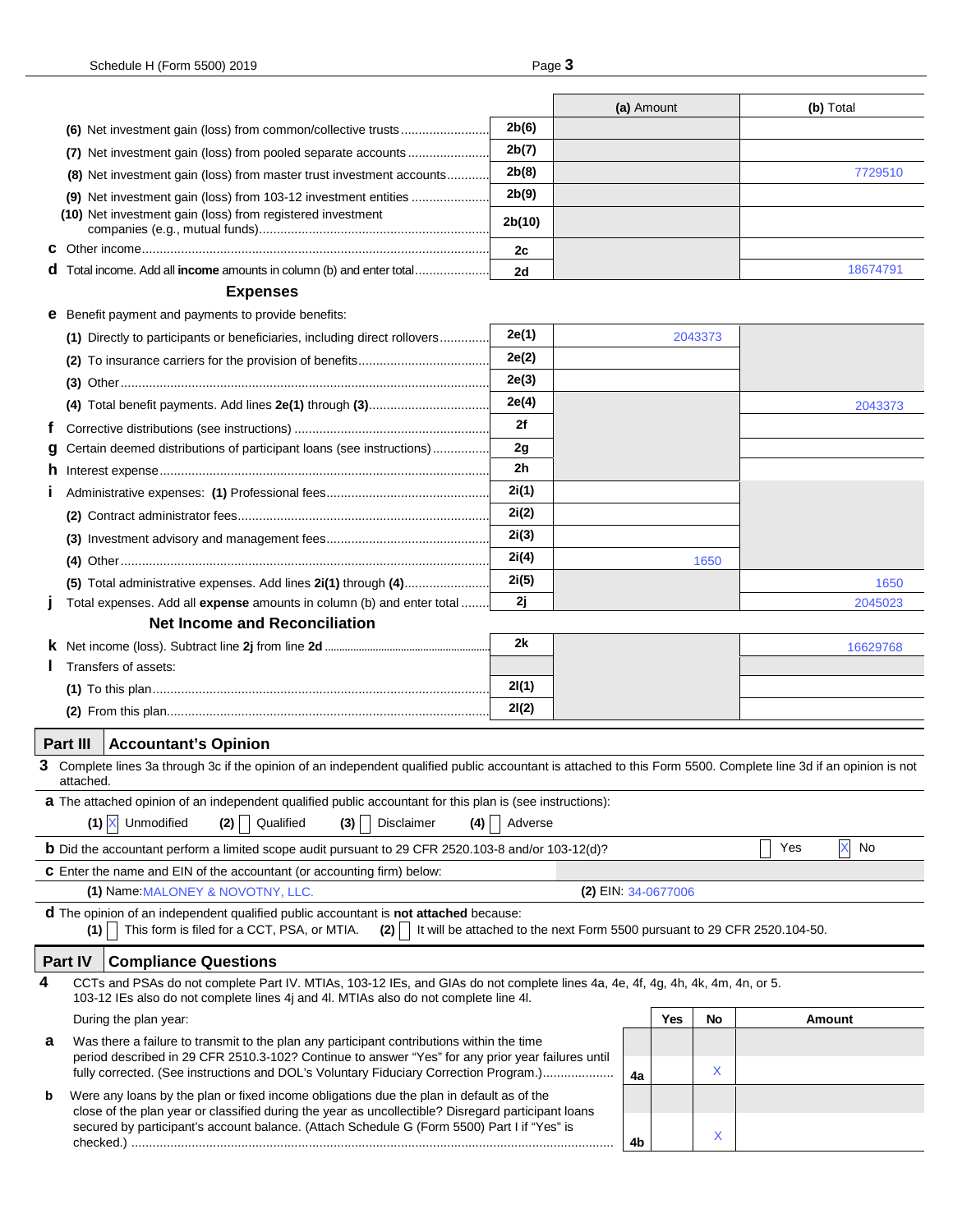| | | (a) Amount | (b) Total |
|---|---|---|---|
| (6) Net investment gain (loss) from common/collective trusts | 2b(6) | | |
| (7) Net investment gain (loss) from pooled separate accounts | 2b(7) | | |
| (8) Net investment gain (loss) from master trust investment accounts | 2b(8) | | 7729510 |
| (9) Net investment gain (loss) from 103-12 investment entities | 2b(9) | | |
| (10) Net investment gain (loss) from registered investment companies (e.g., mutual funds) | 2b(10) | | |
| **c** Other income | 2c | | |
| **d** Total income. Add all **income** amounts in column (b) and enter total | 2d | | 18674791 |

### Expenses

| | | | |
|---|---|---|---|
| **e** Benefit payment and payments to provide benefits: | | | |
| (1) Directly to participants or beneficiaries, including direct rollovers | 2e(1) | 2043373 | |
| (2) To insurance carriers for the provision of benefits | 2e(2) | | |
| (3) Other | 2e(3) | | |
| (4) Total benefit payments. Add lines **2e(1)** through **(3)** | 2e(4) | | 2043373 |
| **f** Corrective distributions (see instructions) | 2f | | |
| **g** Certain deemed distributions of participant loans (see instructions) | 2g | | |
| **h** Interest expense | 2h | | |
| **i** Administrative expenses: (1) Professional fees | 2i(1) | | |
| (2) Contract administrator fees | 2i(2) | | |
| (3) Investment advisory and management fees | 2i(3) | | |
| (4) Other | 2i(4) | 1650 | |
| (5) Total administrative expenses. Add lines **2i(1)** through **(4)** | 2i(5) | | 1650 |
| **j** Total expenses. Add all **expense** amounts in column (b) and enter total | 2j | | 2045023 |

### Net Income and Reconciliation

| | | | |
|---|---|---|---|
| **k** Net income (loss). Subtract line **2j** from line **2d** | 2k | | 16629768 |
| **l** Transfers of assets: | | | |
| (1) To this plan | 2l(1) | | |
| (2) From this plan | 2l(2) | | |

## Part III Accountant's Opinion

**3** Complete lines 3a through 3c if the opinion of an independent qualified public accountant is attached to this Form 5500. Complete line 3d if an opinion is not attached.

**a** The attached opinion of an independent qualified public accountant for this plan is (see instructions):

(1) [X] Unmodified (2) [ ] Qualified (3) [ ] Disclaimer (4) [ ] Adverse

**b** Did the accountant perform a limited scope audit pursuant to 29 CFR 2520.103-8 and/or 103-12(d)? [ ] Yes [X] No

**c** Enter the name and EIN of the accountant (or accounting firm) below:

(1) Name: MALONEY & NOVOTNY, LLC. (2) EIN: 34-0677006

**d** The opinion of an independent qualified public accountant is **not attached** because:

(1) [ ] This form is filed for a CCT, PSA, or MTIA. (2) [ ] It will be attached to the next Form 5500 pursuant to 29 CFR 2520.104-50.

## Part IV Compliance Questions

**4** CCTs and PSAs do not complete Part IV. MTIAs, 103-12 IEs, and GIAs do not complete lines 4a, 4e, 4f, 4g, 4h, 4k, 4m, 4n, or 5. 103-12 IEs also do not complete lines 4j and 4l. MTIAs also do not complete line 4l.

| During the plan year: | | Yes | No | Amount |
|---|---|---|---|---|
| **a** Was there a failure to transmit to the plan any participant contributions within the time period described in 29 CFR 2510.3-102? Continue to answer "Yes" for any prior year failures until fully corrected. (See instructions and DOL's Voluntary Fiduciary Correction Program.) | 4a | | X | |
| **b** Were any loans by the plan or fixed income obligations due the plan in default as of the close of the plan year or classified during the year as uncollectible? Disregard participant loans secured by participant's account balance. (Attach Schedule G (Form 5500) Part I if "Yes" is checked.) | 4b | | X | |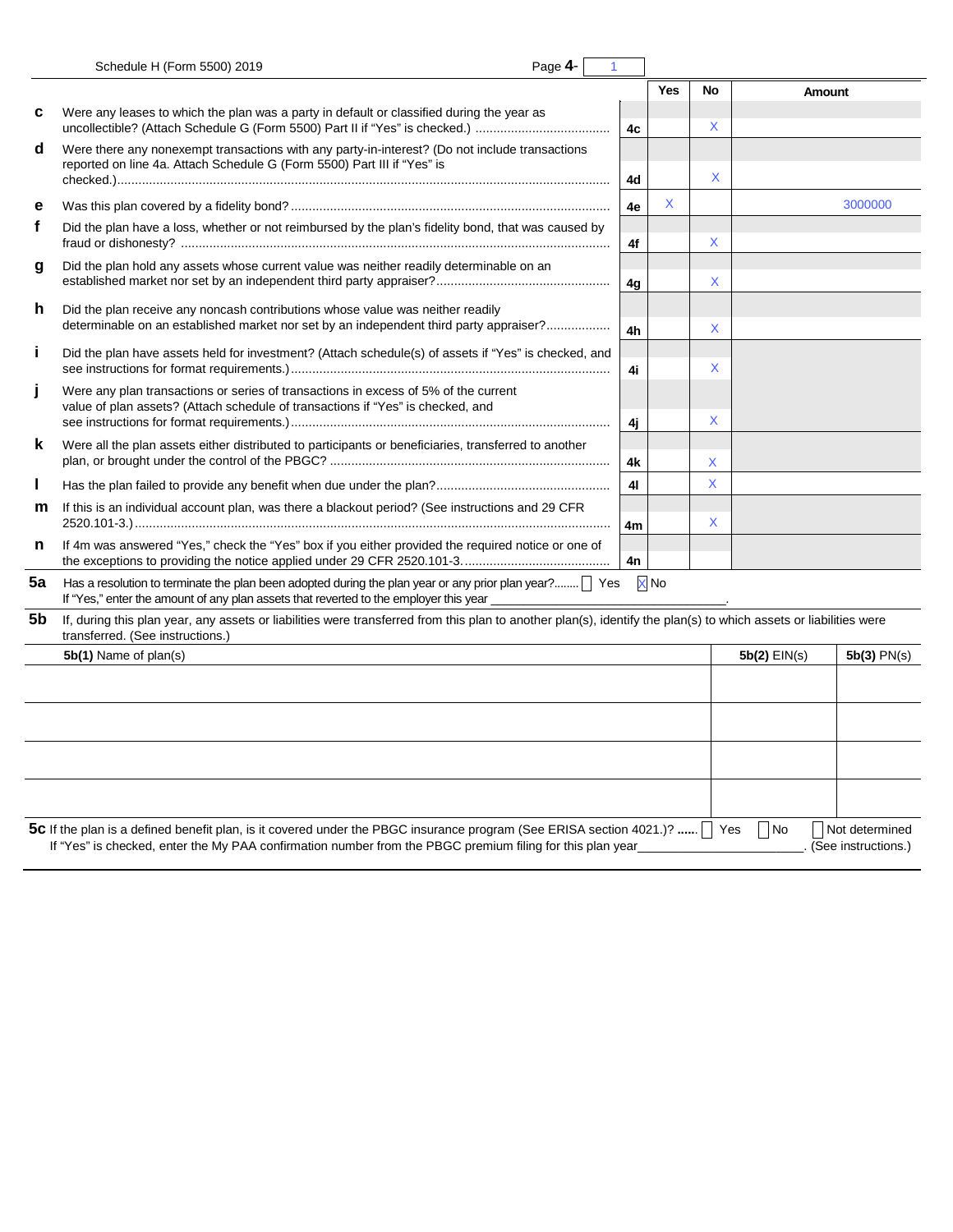|   | Question | Line | Yes | No | Amount |
|---|---|---|---|---|---|
| c | Were any leases to which the plan was a party in default or classified during the year as uncollectible? (Attach Schedule G (Form 5500) Part II if "Yes" is checked.) | 4c | | X | |
| d | Were there any nonexempt transactions with any party-in-interest? (Do not include transactions reported on line 4a. Attach Schedule G (Form 5500) Part III if "Yes" is checked.) | 4d | | X | |
| e | Was this plan covered by a fidelity bond? | 4e | X | | 3000000 |
| f | Did the plan have a loss, whether or not reimbursed by the plan's fidelity bond, that was caused by fraud or dishonesty? | 4f | | X | |
| g | Did the plan hold any assets whose current value was neither readily determinable on an established market nor set by an independent third party appraiser? | 4g | | X | |
| h | Did the plan receive any noncash contributions whose value was neither readily determinable on an established market nor set by an independent third party appraiser? | 4h | | X | |
| i | Did the plan have assets held for investment? (Attach schedule(s) of assets if "Yes" is checked, and see instructions for format requirements.) | 4i | | X | |
| j | Were any plan transactions or series of transactions in excess of 5% of the current value of plan assets? (Attach schedule of transactions if "Yes" is checked, and see instructions for format requirements.) | 4j | | X | |
| k | Were all the plan assets either distributed to participants or beneficiaries, transferred to another plan, or brought under the control of the PBGC? | 4k | | X | |
| l | Has the plan failed to provide any benefit when due under the plan? | 4l | | X | |
| m | If this is an individual account plan, was there a blackout period? (See instructions and 29 CFR 2520.101-3.) | 4m | | X | |
| n | If 4m was answered "Yes," check the "Yes" box if you either provided the required notice or one of the exceptions to providing the notice applied under 29 CFR 2520.101-3. | 4n | | | |

**5a** Has a resolution to terminate the plan been adopted during the plan year or any prior plan year? ☐ Yes ☒ No
If "Yes," enter the amount of any plan assets that reverted to the employer this year ____________

**5b** If, during this plan year, any assets or liabilities were transferred from this plan to another plan(s), identify the plan(s) to which assets or liabilities were transferred. (See instructions.)

| 5b(1) Name of plan(s) | 5b(2) EIN(s) | 5b(3) PN(s) |
|---|---|---|
| | | |
| | | |
| | | |
| | | |

**5c** If the plan is a defined benefit plan, is it covered under the PBGC insurance program (See ERISA section 4021.)? ☐ Yes ☐ No ☐ Not determined
If "Yes" is checked, enter the My PAA confirmation number from the PBGC premium filing for this plan year ____________. (See instructions.)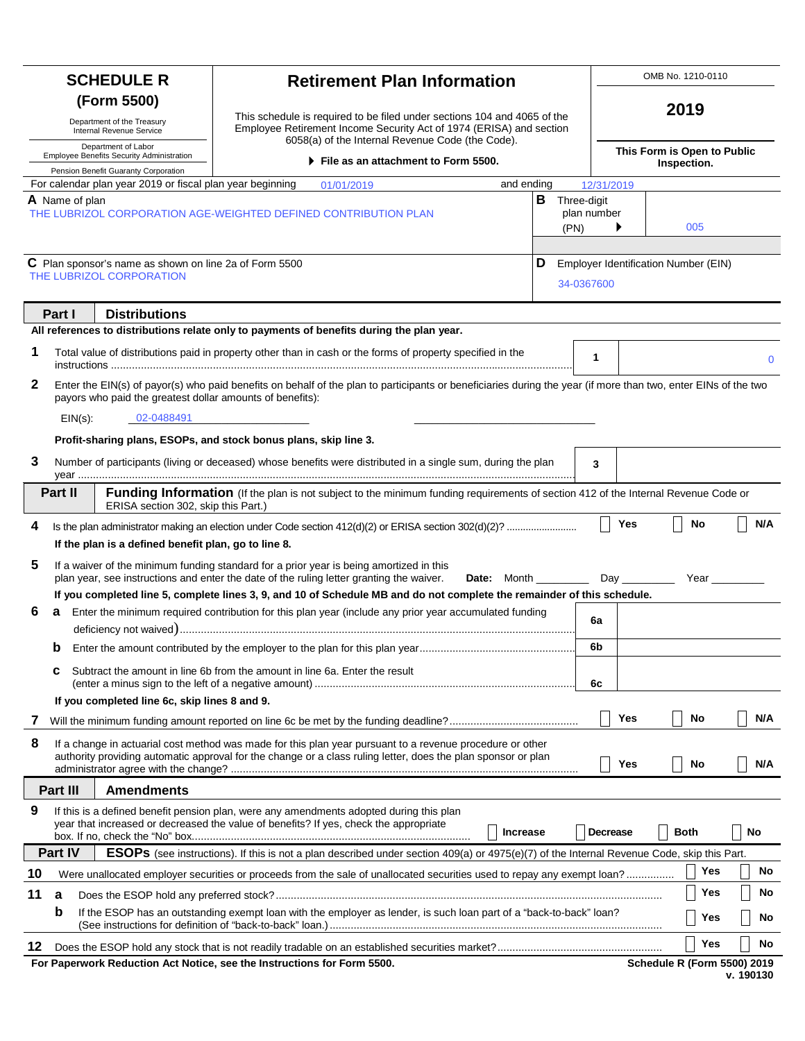# SCHEDULE R (Form 5500)

Department of the Treasury
Internal Revenue Service

Department of Labor
Employee Benefits Security Administration

Pension Benefit Guaranty Corporation

## Retirement Plan Information

This schedule is required to be filed under sections 104 and 4065 of the Employee Retirement Income Security Act of 1974 (ERISA) and section 6058(a) of the Internal Revenue Code (the Code).

▶ **File as an attachment to Form 5500.**

OMB No. 1210-0110

**2019**

**This Form is Open to Public Inspection.**

For calendar plan year 2019 or fiscal plan year beginning 01/01/2019 and ending 12/31/2019

**A** Name of plan
THE LUBRIZOL CORPORATION AGE-WEIGHTED DEFINED CONTRIBUTION PLAN

**B** Three-digit plan number (PN) ▶ 005

**C** Plan sponsor's name as shown on line 2a of Form 5500
THE LUBRIZOL CORPORATION

**D** Employer Identification Number (EIN)
34-0367600

## Part I Distributions

**All references to distributions relate only to payments of benefits during the plan year.**

**1** Total value of distributions paid in property other than in cash or the forms of property specified in the instructions .......... **1** 0

**2** Enter the EIN(s) of payor(s) who paid benefits on behalf of the plan to participants or beneficiaries during the year (if more than two, enter EINs of the two payors who paid the greatest dollar amounts of benefits):

EIN(s): 02-0488491

**Profit-sharing plans, ESOPs, and stock bonus plans, skip line 3.**

**3** Number of participants (living or deceased) whose benefits were distributed in a single sum, during the plan year .......... **3**

## Part II Funding Information

(If the plan is not subject to the minimum funding requirements of section 412 of the Internal Revenue Code or ERISA section 302, skip this Part.)

**4** Is the plan administrator making an election under Code section 412(d)(2) or ERISA section 302(d)(2)? .......... ☐ Yes ☐ No ☐ N/A

**If the plan is a defined benefit plan, go to line 8.**

**5** If a waiver of the minimum funding standard for a prior year is being amortized in this plan year, see instructions and enter the date of the ruling letter granting the waiver. **Date:** Month ______ Day ______ Year ______

**If you completed line 5, complete lines 3, 9, and 10 of Schedule MB and do not complete the remainder of this schedule.**

**6 a** Enter the minimum required contribution for this plan year (include any prior year accumulated funding deficiency not waived) .......... **6a**

**b** Enter the amount contributed by the employer to the plan for this plan year .......... **6b**

**c** Subtract the amount in line 6b from the amount in line 6a. Enter the result (enter a minus sign to the left of a negative amount) .......... **6c**

**If you completed line 6c, skip lines 8 and 9.**

**7** Will the minimum funding amount reported on line 6c be met by the funding deadline? .......... ☐ Yes ☐ No ☐ N/A

**8** If a change in actuarial cost method was made for this plan year pursuant to a revenue procedure or other authority providing automatic approval for the change or a class ruling letter, does the plan sponsor or plan administrator agree with the change? .......... ☐ Yes ☐ No ☐ N/A

## Part III Amendments

**9** If this is a defined benefit pension plan, were any amendments adopted during this plan year that increased or decreased the value of benefits? If yes, check the appropriate box. If no, check the "No" box. .......... ☐ Increase ☐ Decrease ☐ Both ☐ No

## Part IV ESOPs

(see instructions). If this is not a plan described under section 409(a) or 4975(e)(7) of the Internal Revenue Code, skip this Part.

**10** Were unallocated employer securities or proceeds from the sale of unallocated securities used to repay any exempt loan? .......... ☐ Yes ☐ No

**11 a** Does the ESOP hold any preferred stock? .......... ☐ Yes ☐ No

**b** If the ESOP has an outstanding exempt loan with the employer as lender, is such loan part of a "back-to-back" loan? (See instructions for definition of "back-to-back" loan.) .......... ☐ Yes ☐ No

**12** Does the ESOP hold any stock that is not readily tradable on an established securities market? .......... ☐ Yes ☐ No

**For Paperwork Reduction Act Notice, see the Instructions for Form 5500.** **Schedule R (Form 5500) 2019**
v. 190130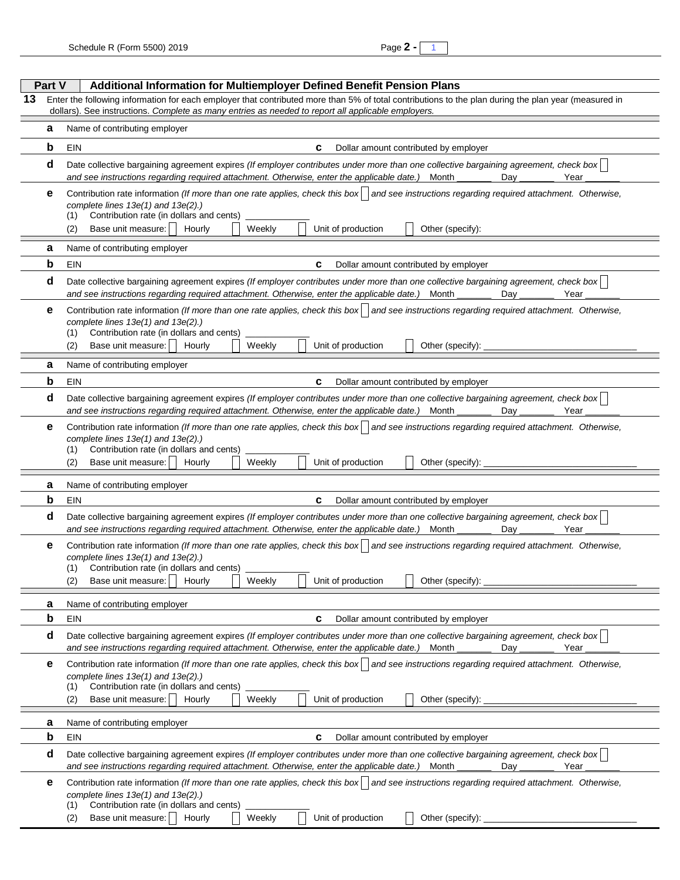## Part V Additional Information for Multiemployer Defined Benefit Pension Plans

**13** Enter the following information for each employer that contributed more than 5% of total contributions to the plan during the plan year (measured in dollars). See instructions. *Complete as many entries as needed to report all applicable employers.*

**a** Name of contributing employer

**b** EIN **c** Dollar amount contributed by employer

**d** Date collective bargaining agreement expires *(If employer contributes under more than one collective bargaining agreement, check box* ☐ *and see instructions regarding required attachment. Otherwise, enter the applicable date.)* Month _______ Day _______ Year _______

**e** Contribution rate information *(If more than one rate applies, check this box* ☐ *and see instructions regarding required attachment. Otherwise, complete lines 13e(1) and 13e(2).)*
(1) Contribution rate (in dollars and cents) ___________
(2) Base unit measure: ☐ Hourly ☐ Weekly ☐ Unit of production ☐ Other (specify):

---

**a** Name of contributing employer

**b** EIN **c** Dollar amount contributed by employer

**d** Date collective bargaining agreement expires *(If employer contributes under more than one collective bargaining agreement, check box* ☐ *and see instructions regarding required attachment. Otherwise, enter the applicable date.)* Month _______ Day _______ Year _______

**e** Contribution rate information *(If more than one rate applies, check this box* ☐ *and see instructions regarding required attachment. Otherwise, complete lines 13e(1) and 13e(2).)*
(1) Contribution rate (in dollars and cents) ___________
(2) Base unit measure: ☐ Hourly ☐ Weekly ☐ Unit of production ☐ Other (specify): ______________________________

---

**a** Name of contributing employer

**b** EIN **c** Dollar amount contributed by employer

**d** Date collective bargaining agreement expires *(If employer contributes under more than one collective bargaining agreement, check box* ☐ *and see instructions regarding required attachment. Otherwise, enter the applicable date.)* Month _______ Day _______ Year _______

**e** Contribution rate information *(If more than one rate applies, check this box* ☐ *and see instructions regarding required attachment. Otherwise, complete lines 13e(1) and 13e(2).)*
(1) Contribution rate (in dollars and cents) ___________
(2) Base unit measure: ☐ Hourly ☐ Weekly ☐ Unit of production ☐ Other (specify): ______________________________

---

**a** Name of contributing employer

**b** EIN **c** Dollar amount contributed by employer

**d** Date collective bargaining agreement expires *(If employer contributes under more than one collective bargaining agreement, check box* ☐ *and see instructions regarding required attachment. Otherwise, enter the applicable date.)* Month _______ Day _______ Year _______

**e** Contribution rate information *(If more than one rate applies, check this box* ☐ *and see instructions regarding required attachment. Otherwise, complete lines 13e(1) and 13e(2).)*
(1) Contribution rate (in dollars and cents) ___________
(2) Base unit measure: ☐ Hourly ☐ Weekly ☐ Unit of production ☐ Other (specify): ______________________________

---

**a** Name of contributing employer

**b** EIN **c** Dollar amount contributed by employer

**d** Date collective bargaining agreement expires *(If employer contributes under more than one collective bargaining agreement, check box* ☐ *and see instructions regarding required attachment. Otherwise, enter the applicable date.)* Month _______ Day _______ Year _______

**e** Contribution rate information *(If more than one rate applies, check this box* ☐ *and see instructions regarding required attachment. Otherwise, complete lines 13e(1) and 13e(2).)*
(1) Contribution rate (in dollars and cents) ___________
(2) Base unit measure: ☐ Hourly ☐ Weekly ☐ Unit of production ☐ Other (specify): ______________________________

---

**a** Name of contributing employer

**b** EIN **c** Dollar amount contributed by employer

**d** Date collective bargaining agreement expires *(If employer contributes under more than one collective bargaining agreement, check box* ☐ *and see instructions regarding required attachment. Otherwise, enter the applicable date.)* Month _______ Day _______ Year _______

**e** Contribution rate information *(If more than one rate applies, check this box* ☐ *and see instructions regarding required attachment. Otherwise, complete lines 13e(1) and 13e(2).)*
(1) Contribution rate (in dollars and cents) ___________
(2) Base unit measure: ☐ Hourly ☐ Weekly ☐ Unit of production ☐ Other (specify): ______________________________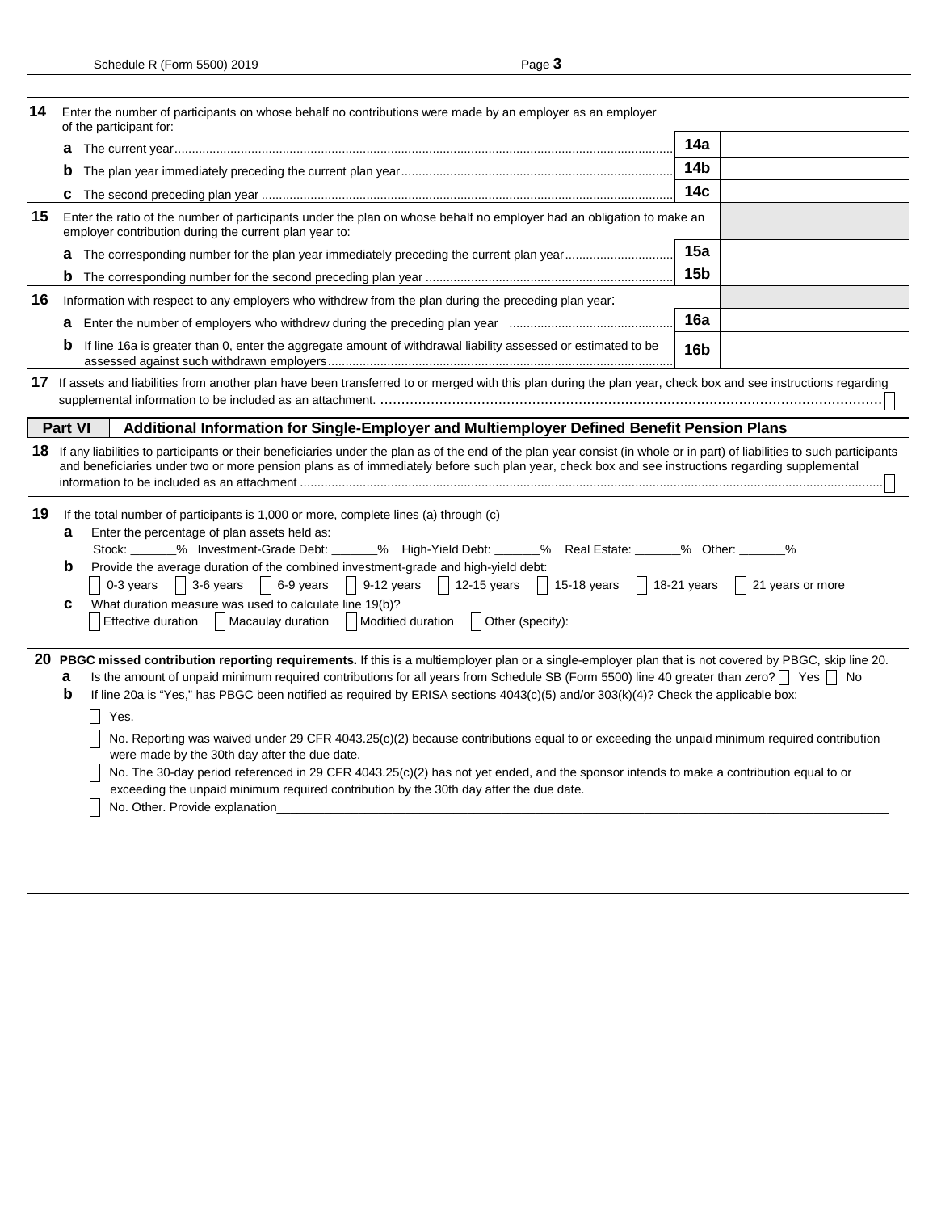| | | | |
|---|---|---|---|
| **14** | Enter the number of participants on whose behalf no contributions were made by an employer as an employer of the participant for: | | |
| | **a** The current year | **14a** | |
| | **b** The plan year immediately preceding the current plan year | **14b** | |
| | **c** The second preceding plan year | **14c** | |
| **15** | Enter the ratio of the number of participants under the plan on whose behalf no employer had an obligation to make an employer contribution during the current plan year to: | | |
| | **a** The corresponding number for the plan year immediately preceding the current plan year | **15a** | |
| | **b** The corresponding number for the second preceding plan year | **15b** | |
| **16** | Information with respect to any employers who withdrew from the plan during the preceding plan year: | | |
| | **a** Enter the number of employers who withdrew during the preceding plan year | **16a** | |
| | **b** If line 16a is greater than 0, enter the aggregate amount of withdrawal liability assessed or estimated to be assessed against such withdrawn employers | **16b** | |

**17** If assets and liabilities from another plan have been transferred to or merged with this plan during the plan year, check box and see instructions regarding supplemental information to be included as an attachment. ☐

## Part VI Additional Information for Single-Employer and Multiemployer Defined Benefit Pension Plans

**18** If any liabilities to participants or their beneficiaries under the plan as of the end of the plan year consist (in whole or in part) of liabilities to such participants and beneficiaries under two or more pension plans as of immediately before such plan year, check box and see instructions regarding supplemental information to be included as an attachment ☐

**19** If the total number of participants is 1,000 or more, complete lines (a) through (c)

**a** Enter the percentage of plan assets held as:
Stock: _______% Investment-Grade Debt: _______% High-Yield Debt: _______% Real Estate: _______% Other: _______%

**b** Provide the average duration of the combined investment-grade and high-yield debt:
☐ 0-3 years ☐ 3-6 years ☐ 6-9 years ☐ 9-12 years ☐ 12-15 years ☐ 15-18 years ☐ 18-21 years ☐ 21 years or more

**c** What duration measure was used to calculate line 19(b)?
☐ Effective duration ☐ Macaulay duration ☐ Modified duration ☐ Other (specify):

**20 PBGC missed contribution reporting requirements.** If this is a multiemployer plan or a single-employer plan that is not covered by PBGC, skip line 20.

**a** Is the amount of unpaid minimum required contributions for all years from Schedule SB (Form 5500) line 40 greater than zero? ☐ Yes ☐ No

**b** If line 20a is "Yes," has PBGC been notified as required by ERISA sections 4043(c)(5) and/or 303(k)(4)? Check the applicable box:

☐ Yes.

☐ No. Reporting was waived under 29 CFR 4043.25(c)(2) because contributions equal to or exceeding the unpaid minimum required contribution were made by the 30th day after the due date.

☐ No. The 30-day period referenced in 29 CFR 4043.25(c)(2) has not yet ended, and the sponsor intends to make a contribution equal to or exceeding the unpaid minimum required contribution by the 30th day after the due date.

☐ No. Other. Provide explanation________________________________________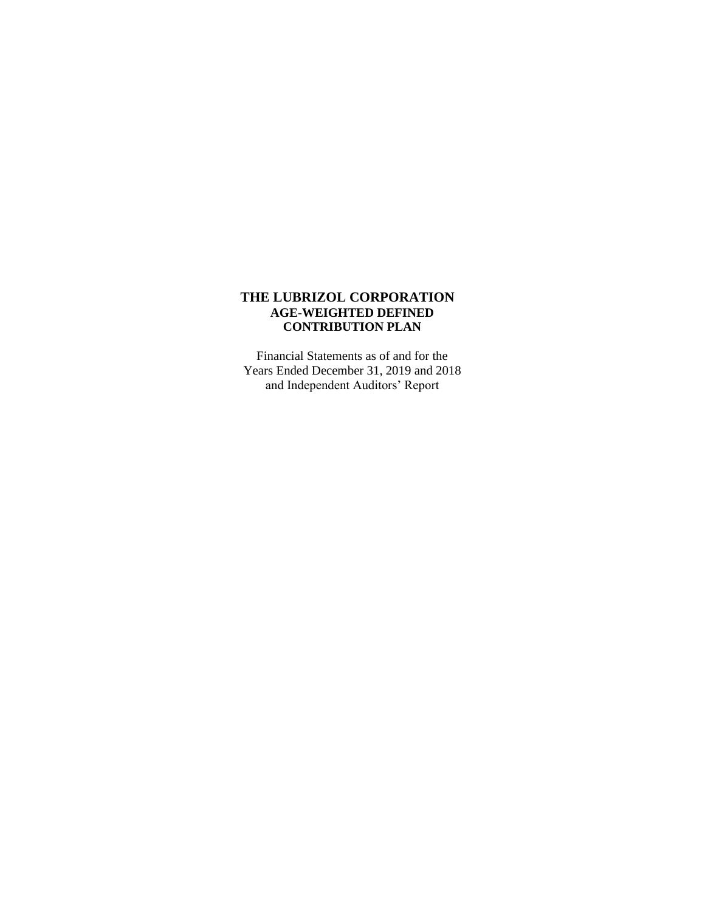# THE LUBRIZOL CORPORATION
## AGE-WEIGHTED DEFINED CONTRIBUTION PLAN

Financial Statements as of and for the
Years Ended December 31, 2019 and 2018
and Independent Auditors' Report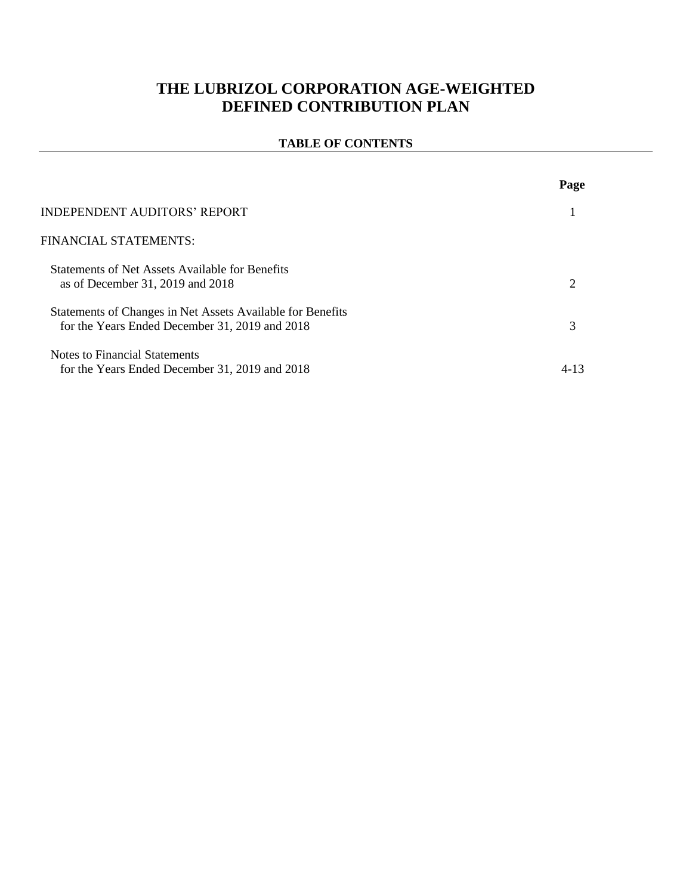# THE LUBRIZOL CORPORATION AGE-WEIGHTED DEFINED CONTRIBUTION PLAN

## TABLE OF CONTENTS

| | Page |
|---|---|
| INDEPENDENT AUDITORS' REPORT | 1 |
| FINANCIAL STATEMENTS: | |
| Statements of Net Assets Available for Benefits as of December 31, 2019 and 2018 | 2 |
| Statements of Changes in Net Assets Available for Benefits for the Years Ended December 31, 2019 and 2018 | 3 |
| Notes to Financial Statements for the Years Ended December 31, 2019 and 2018 | 4-13 |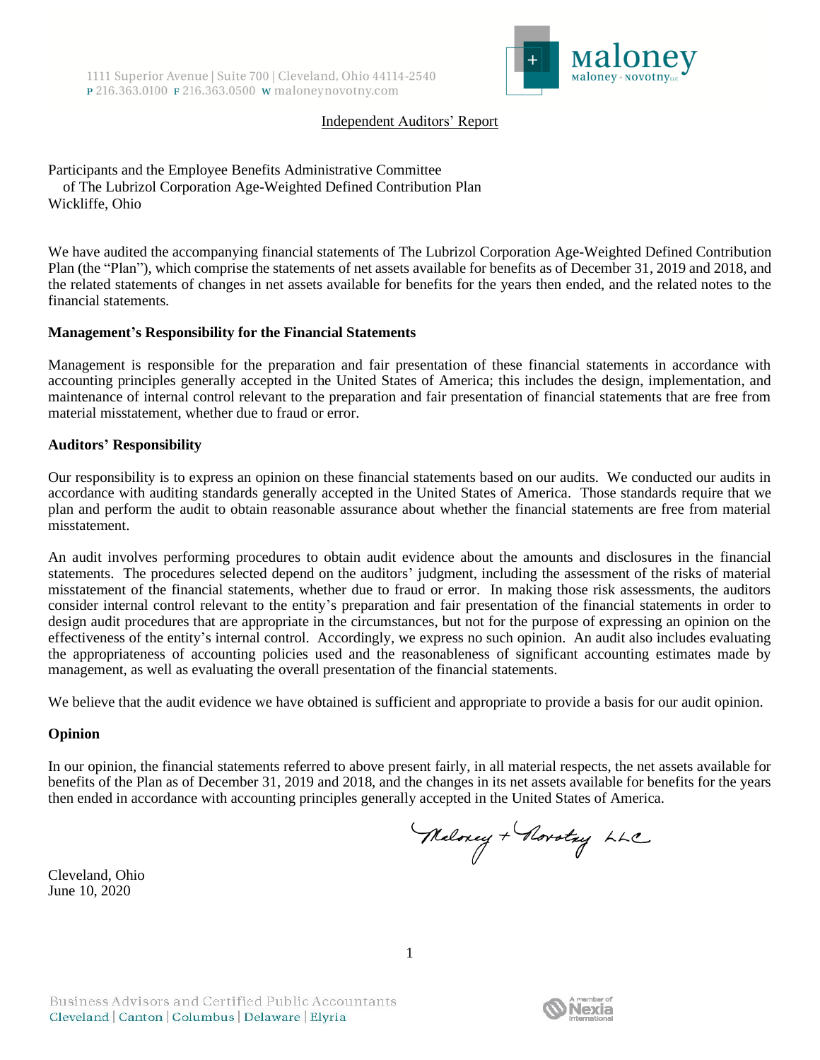1111 Superior Avenue | Suite 700 | Cleveland, Ohio 44114-2540
P 216.363.0100 F 216.363.0500 W maloneynovotny.com

Maloney
Maloney + Novotny LLC

## Independent Auditors' Report

Participants and the Employee Benefits Administrative Committee
of The Lubrizol Corporation Age-Weighted Defined Contribution Plan
Wickliffe, Ohio

We have audited the accompanying financial statements of The Lubrizol Corporation Age-Weighted Defined Contribution Plan (the "Plan"), which comprise the statements of net assets available for benefits as of December 31, 2019 and 2018, and the related statements of changes in net assets available for benefits for the years then ended, and the related notes to the financial statements.

### Management's Responsibility for the Financial Statements

Management is responsible for the preparation and fair presentation of these financial statements in accordance with accounting principles generally accepted in the United States of America; this includes the design, implementation, and maintenance of internal control relevant to the preparation and fair presentation of financial statements that are free from material misstatement, whether due to fraud or error.

### Auditors' Responsibility

Our responsibility is to express an opinion on these financial statements based on our audits. We conducted our audits in accordance with auditing standards generally accepted in the United States of America. Those standards require that we plan and perform the audit to obtain reasonable assurance about whether the financial statements are free from material misstatement.

An audit involves performing procedures to obtain audit evidence about the amounts and disclosures in the financial statements. The procedures selected depend on the auditors' judgment, including the assessment of the risks of material misstatement of the financial statements, whether due to fraud or error. In making those risk assessments, the auditors consider internal control relevant to the entity's preparation and fair presentation of the financial statements in order to design audit procedures that are appropriate in the circumstances, but not for the purpose of expressing an opinion on the effectiveness of the entity's internal control. Accordingly, we express no such opinion. An audit also includes evaluating the appropriateness of accounting policies used and the reasonableness of significant accounting estimates made by management, as well as evaluating the overall presentation of the financial statements.

We believe that the audit evidence we have obtained is sufficient and appropriate to provide a basis for our audit opinion.

### Opinion

In our opinion, the financial statements referred to above present fairly, in all material respects, the net assets available for benefits of the Plan as of December 31, 2019 and 2018, and the changes in its net assets available for benefits for the years then ended in accordance with accounting principles generally accepted in the United States of America.

Maloney + Novotny LLC

Cleveland, Ohio
June 10, 2020

Business Advisors and Certified Public Accountants
Cleveland | Canton | Columbus | Delaware | Elyria

A member of Nexia International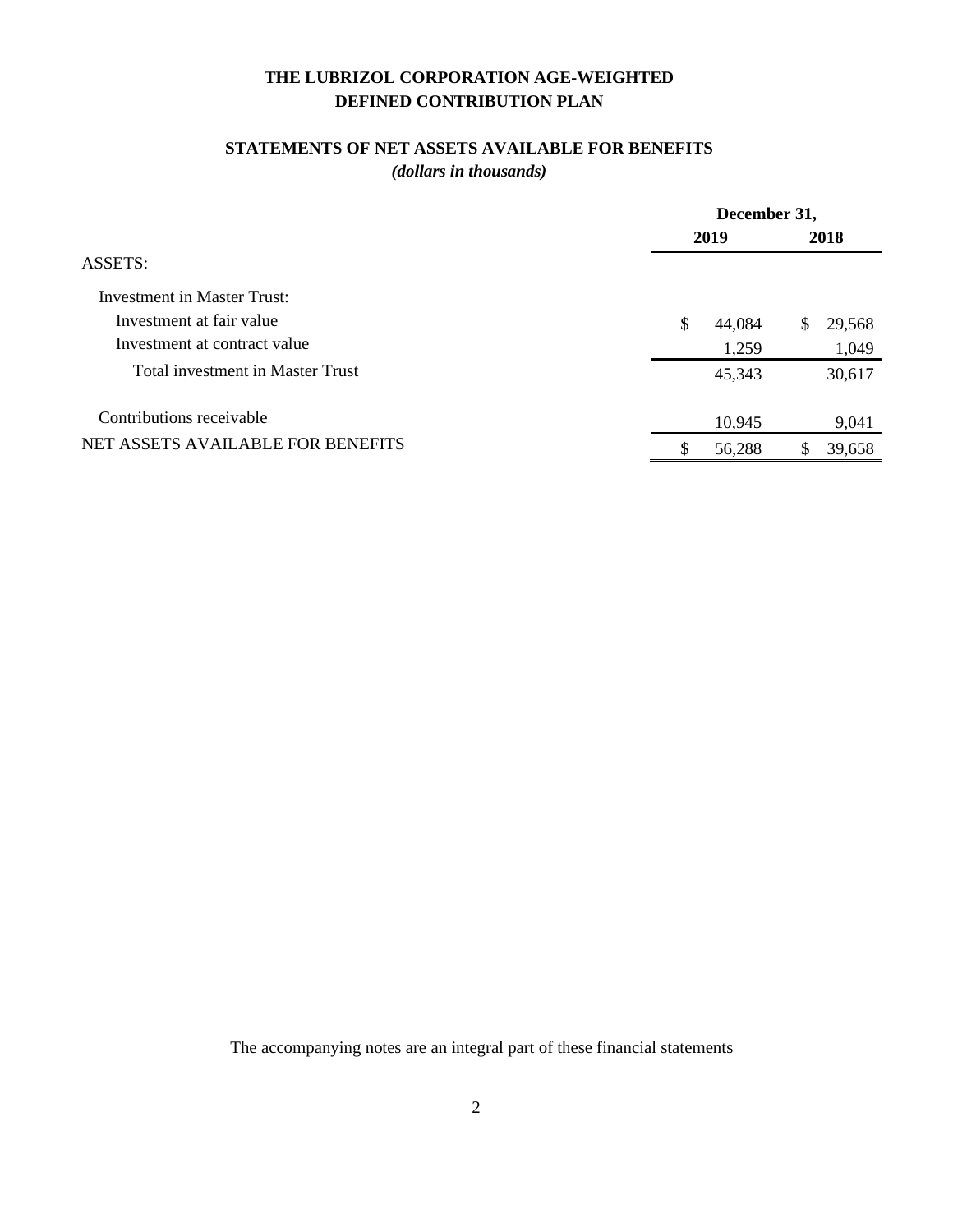# THE LUBRIZOL CORPORATION AGE-WEIGHTED DEFINED CONTRIBUTION PLAN

## STATEMENTS OF NET ASSETS AVAILABLE FOR BENEFITS

*(dollars in thousands)*

| | December 31, | |
|---|---|---|
| | **2019** | **2018** |
| ASSETS: | | |
| Investment in Master Trust: | | |
| Investment at fair value | $ 44,084 | $ 29,568 |
| Investment at contract value | 1,259 | 1,049 |
| Total investment in Master Trust | 45,343 | 30,617 |
| Contributions receivable | 10,945 | 9,041 |
| NET ASSETS AVAILABLE FOR BENEFITS | $ 56,288 | $ 39,658 |

The accompanying notes are an integral part of these financial statements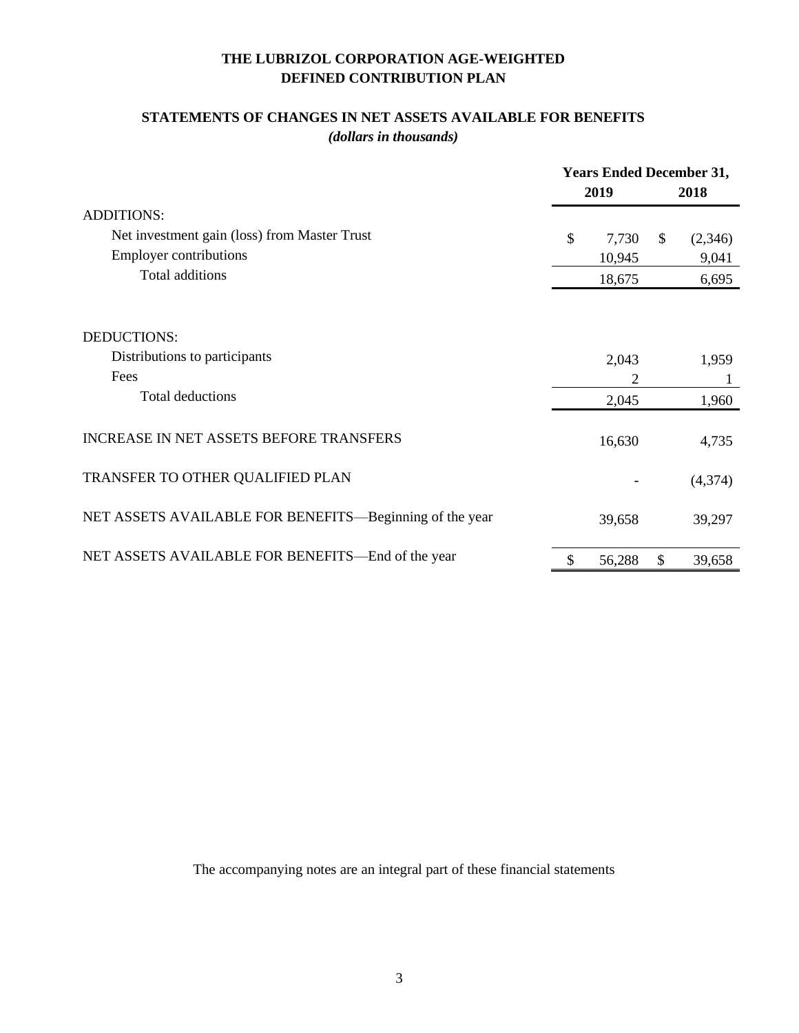# THE LUBRIZOL CORPORATION AGE-WEIGHTED DEFINED CONTRIBUTION PLAN

## STATEMENTS OF CHANGES IN NET ASSETS AVAILABLE FOR BENEFITS

*(dollars in thousands)*

| | Years Ended December 31, | |
|---|---|---|
| | 2019 | 2018 |
| ADDITIONS: | | |
| Net investment gain (loss) from Master Trust | $ 7,730 | $ (2,346) |
| Employer contributions | 10,945 | 9,041 |
| Total additions | 18,675 | 6,695 |
| DEDUCTIONS: | | |
| Distributions to participants | 2,043 | 1,959 |
| Fees | 2 | 1 |
| Total deductions | 2,045 | 1,960 |
| INCREASE IN NET ASSETS BEFORE TRANSFERS | 16,630 | 4,735 |
| TRANSFER TO OTHER QUALIFIED PLAN | - | (4,374) |
| NET ASSETS AVAILABLE FOR BENEFITS—Beginning of the year | 39,658 | 39,297 |
| NET ASSETS AVAILABLE FOR BENEFITS—End of the year | $ 56,288 | $ 39,658 |

The accompanying notes are an integral part of these financial statements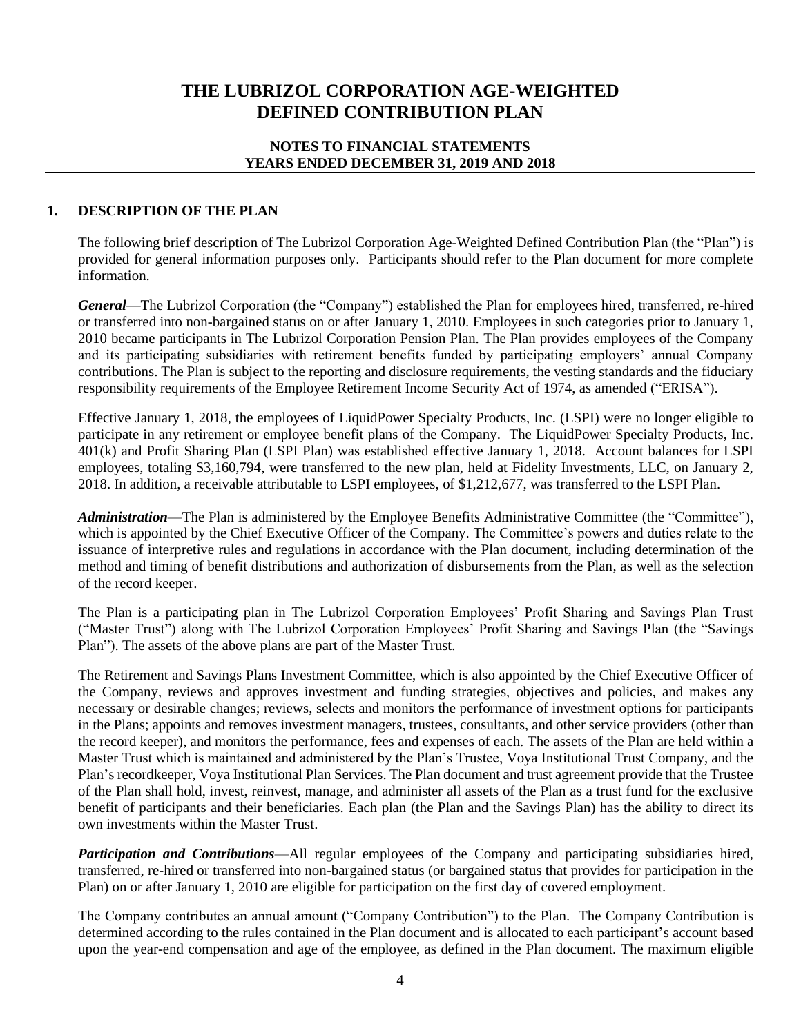# THE LUBRIZOL CORPORATION AGE-WEIGHTED DEFINED CONTRIBUTION PLAN

## NOTES TO FINANCIAL STATEMENTS YEARS ENDED DECEMBER 31, 2019 AND 2018

### 1. DESCRIPTION OF THE PLAN

The following brief description of The Lubrizol Corporation Age-Weighted Defined Contribution Plan (the "Plan") is provided for general information purposes only. Participants should refer to the Plan document for more complete information.

***General***—The Lubrizol Corporation (the "Company") established the Plan for employees hired, transferred, re-hired or transferred into non-bargained status on or after January 1, 2010. Employees in such categories prior to January 1, 2010 became participants in The Lubrizol Corporation Pension Plan. The Plan provides employees of the Company and its participating subsidiaries with retirement benefits funded by participating employers' annual Company contributions. The Plan is subject to the reporting and disclosure requirements, the vesting standards and the fiduciary responsibility requirements of the Employee Retirement Income Security Act of 1974, as amended ("ERISA").

Effective January 1, 2018, the employees of LiquidPower Specialty Products, Inc. (LSPI) were no longer eligible to participate in any retirement or employee benefit plans of the Company. The LiquidPower Specialty Products, Inc. 401(k) and Profit Sharing Plan (LSPI Plan) was established effective January 1, 2018. Account balances for LSPI employees, totaling $3,160,794, were transferred to the new plan, held at Fidelity Investments, LLC, on January 2, 2018. In addition, a receivable attributable to LSPI employees, of $1,212,677, was transferred to the LSPI Plan.

***Administration***—The Plan is administered by the Employee Benefits Administrative Committee (the "Committee"), which is appointed by the Chief Executive Officer of the Company. The Committee's powers and duties relate to the issuance of interpretive rules and regulations in accordance with the Plan document, including determination of the method and timing of benefit distributions and authorization of disbursements from the Plan, as well as the selection of the record keeper.

The Plan is a participating plan in The Lubrizol Corporation Employees' Profit Sharing and Savings Plan Trust ("Master Trust") along with The Lubrizol Corporation Employees' Profit Sharing and Savings Plan (the "Savings Plan"). The assets of the above plans are part of the Master Trust.

The Retirement and Savings Plans Investment Committee, which is also appointed by the Chief Executive Officer of the Company, reviews and approves investment and funding strategies, objectives and policies, and makes any necessary or desirable changes; reviews, selects and monitors the performance of investment options for participants in the Plans; appoints and removes investment managers, trustees, consultants, and other service providers (other than the record keeper), and monitors the performance, fees and expenses of each. The assets of the Plan are held within a Master Trust which is maintained and administered by the Plan's Trustee, Voya Institutional Trust Company, and the Plan's recordkeeper, Voya Institutional Plan Services. The Plan document and trust agreement provide that the Trustee of the Plan shall hold, invest, reinvest, manage, and administer all assets of the Plan as a trust fund for the exclusive benefit of participants and their beneficiaries. Each plan (the Plan and the Savings Plan) has the ability to direct its own investments within the Master Trust.

***Participation and Contributions***—All regular employees of the Company and participating subsidiaries hired, transferred, re-hired or transferred into non-bargained status (or bargained status that provides for participation in the Plan) on or after January 1, 2010 are eligible for participation on the first day of covered employment.

The Company contributes an annual amount ("Company Contribution") to the Plan. The Company Contribution is determined according to the rules contained in the Plan document and is allocated to each participant's account based upon the year-end compensation and age of the employee, as defined in the Plan document. The maximum eligible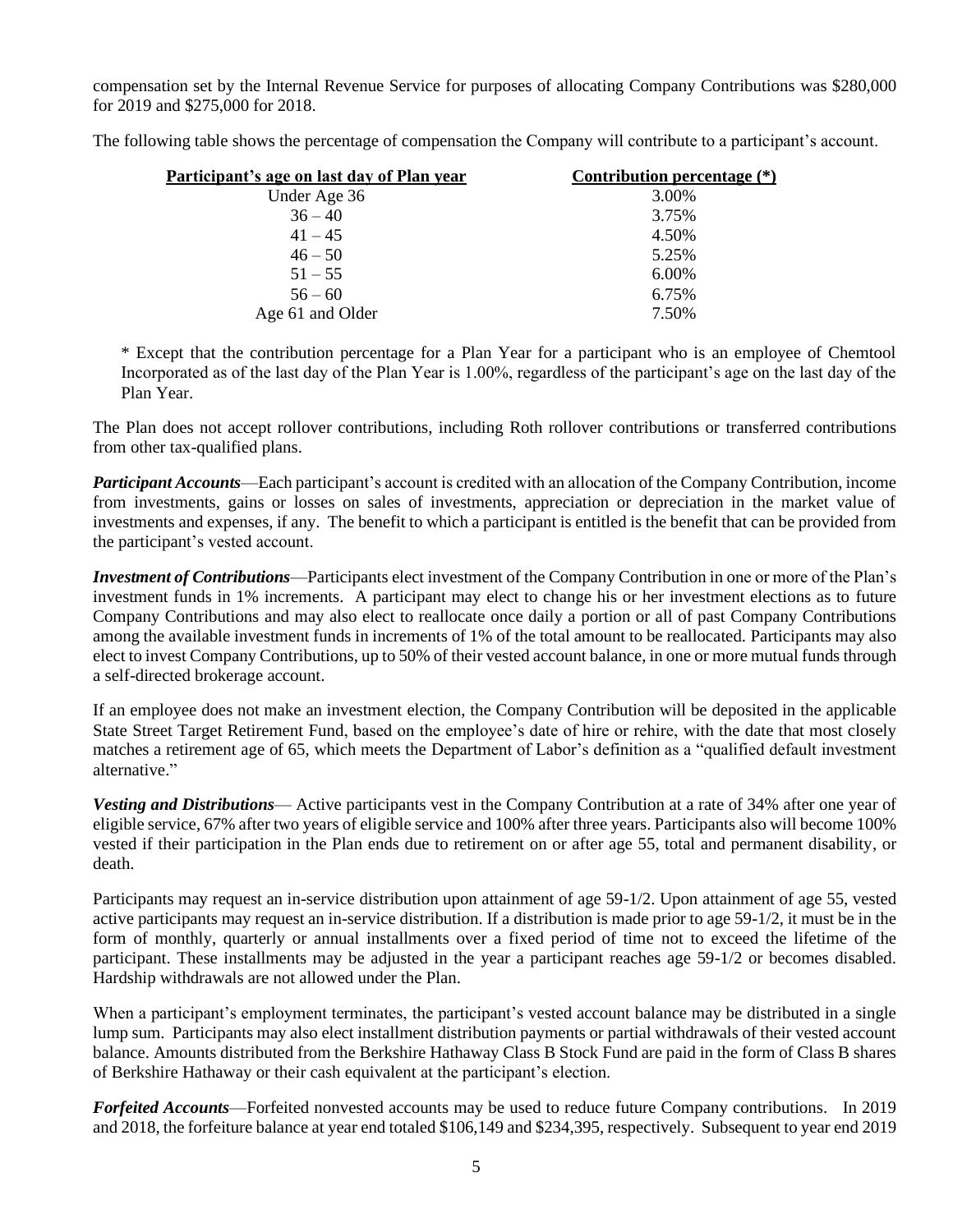compensation set by the Internal Revenue Service for purposes of allocating Company Contributions was $280,000 for 2019 and $275,000 for 2018.

The following table shows the percentage of compensation the Company will contribute to a participant's account.

| Participant's age on last day of Plan year | Contribution percentage (*) |
|---|---|
| Under Age 36 | 3.00% |
| 36 – 40 | 3.75% |
| 41 – 45 | 4.50% |
| 46 – 50 | 5.25% |
| 51 – 55 | 6.00% |
| 56 – 60 | 6.75% |
| Age 61 and Older | 7.50% |

* Except that the contribution percentage for a Plan Year for a participant who is an employee of Chemtool Incorporated as of the last day of the Plan Year is 1.00%, regardless of the participant's age on the last day of the Plan Year.

The Plan does not accept rollover contributions, including Roth rollover contributions or transferred contributions from other tax-qualified plans.

***Participant Accounts***—Each participant's account is credited with an allocation of the Company Contribution, income from investments, gains or losses on sales of investments, appreciation or depreciation in the market value of investments and expenses, if any. The benefit to which a participant is entitled is the benefit that can be provided from the participant's vested account.

***Investment of Contributions***—Participants elect investment of the Company Contribution in one or more of the Plan's investment funds in 1% increments. A participant may elect to change his or her investment elections as to future Company Contributions and may also elect to reallocate once daily a portion or all of past Company Contributions among the available investment funds in increments of 1% of the total amount to be reallocated. Participants may also elect to invest Company Contributions, up to 50% of their vested account balance, in one or more mutual funds through a self-directed brokerage account.

If an employee does not make an investment election, the Company Contribution will be deposited in the applicable State Street Target Retirement Fund, based on the employee's date of hire or rehire, with the date that most closely matches a retirement age of 65, which meets the Department of Labor's definition as a "qualified default investment alternative."

***Vesting and Distributions***— Active participants vest in the Company Contribution at a rate of 34% after one year of eligible service, 67% after two years of eligible service and 100% after three years. Participants also will become 100% vested if their participation in the Plan ends due to retirement on or after age 55, total and permanent disability, or death.

Participants may request an in-service distribution upon attainment of age 59-1/2. Upon attainment of age 55, vested active participants may request an in-service distribution. If a distribution is made prior to age 59-1/2, it must be in the form of monthly, quarterly or annual installments over a fixed period of time not to exceed the lifetime of the participant. These installments may be adjusted in the year a participant reaches age 59-1/2 or becomes disabled. Hardship withdrawals are not allowed under the Plan.

When a participant's employment terminates, the participant's vested account balance may be distributed in a single lump sum. Participants may also elect installment distribution payments or partial withdrawals of their vested account balance. Amounts distributed from the Berkshire Hathaway Class B Stock Fund are paid in the form of Class B shares of Berkshire Hathaway or their cash equivalent at the participant's election.

***Forfeited Accounts***—Forfeited nonvested accounts may be used to reduce future Company contributions. In 2019 and 2018, the forfeiture balance at year end totaled $106,149 and $234,395, respectively. Subsequent to year end 2019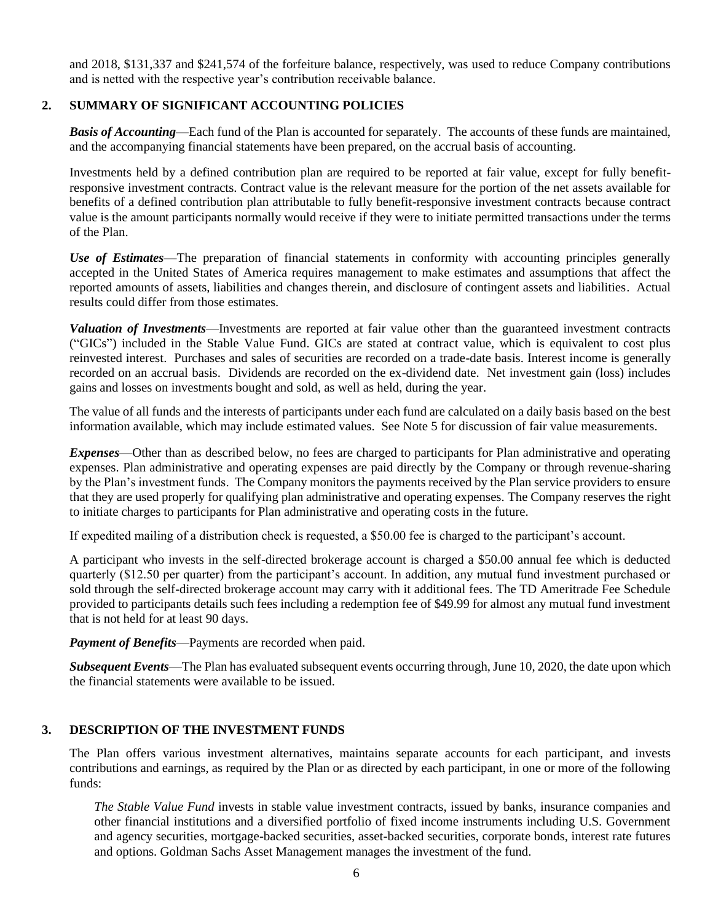and 2018, $131,337 and $241,574 of the forfeiture balance, respectively, was used to reduce Company contributions and is netted with the respective year's contribution receivable balance.

## 2. SUMMARY OF SIGNIFICANT ACCOUNTING POLICIES

***Basis of Accounting***—Each fund of the Plan is accounted for separately. The accounts of these funds are maintained, and the accompanying financial statements have been prepared, on the accrual basis of accounting.

Investments held by a defined contribution plan are required to be reported at fair value, except for fully benefit-responsive investment contracts. Contract value is the relevant measure for the portion of the net assets available for benefits of a defined contribution plan attributable to fully benefit-responsive investment contracts because contract value is the amount participants normally would receive if they were to initiate permitted transactions under the terms of the Plan.

***Use of Estimates***—The preparation of financial statements in conformity with accounting principles generally accepted in the United States of America requires management to make estimates and assumptions that affect the reported amounts of assets, liabilities and changes therein, and disclosure of contingent assets and liabilities. Actual results could differ from those estimates.

***Valuation of Investments***—Investments are reported at fair value other than the guaranteed investment contracts ("GICs") included in the Stable Value Fund. GICs are stated at contract value, which is equivalent to cost plus reinvested interest. Purchases and sales of securities are recorded on a trade-date basis. Interest income is generally recorded on an accrual basis. Dividends are recorded on the ex-dividend date. Net investment gain (loss) includes gains and losses on investments bought and sold, as well as held, during the year.

The value of all funds and the interests of participants under each fund are calculated on a daily basis based on the best information available, which may include estimated values. See Note 5 for discussion of fair value measurements.

***Expenses***—Other than as described below, no fees are charged to participants for Plan administrative and operating expenses. Plan administrative and operating expenses are paid directly by the Company or through revenue-sharing by the Plan's investment funds. The Company monitors the payments received by the Plan service providers to ensure that they are used properly for qualifying plan administrative and operating expenses. The Company reserves the right to initiate charges to participants for Plan administrative and operating costs in the future.

If expedited mailing of a distribution check is requested, a $50.00 fee is charged to the participant's account.

A participant who invests in the self-directed brokerage account is charged a $50.00 annual fee which is deducted quarterly ($12.50 per quarter) from the participant's account. In addition, any mutual fund investment purchased or sold through the self-directed brokerage account may carry with it additional fees. The TD Ameritrade Fee Schedule provided to participants details such fees including a redemption fee of $49.99 for almost any mutual fund investment that is not held for at least 90 days.

***Payment of Benefits***—Payments are recorded when paid.

***Subsequent Events***—The Plan has evaluated subsequent events occurring through, June 10, 2020, the date upon which the financial statements were available to be issued.

## 3. DESCRIPTION OF THE INVESTMENT FUNDS

The Plan offers various investment alternatives, maintains separate accounts for each participant, and invests contributions and earnings, as required by the Plan or as directed by each participant, in one or more of the following funds:

*The Stable Value Fund* invests in stable value investment contracts, issued by banks, insurance companies and other financial institutions and a diversified portfolio of fixed income instruments including U.S. Government and agency securities, mortgage-backed securities, asset-backed securities, corporate bonds, interest rate futures and options. Goldman Sachs Asset Management manages the investment of the fund.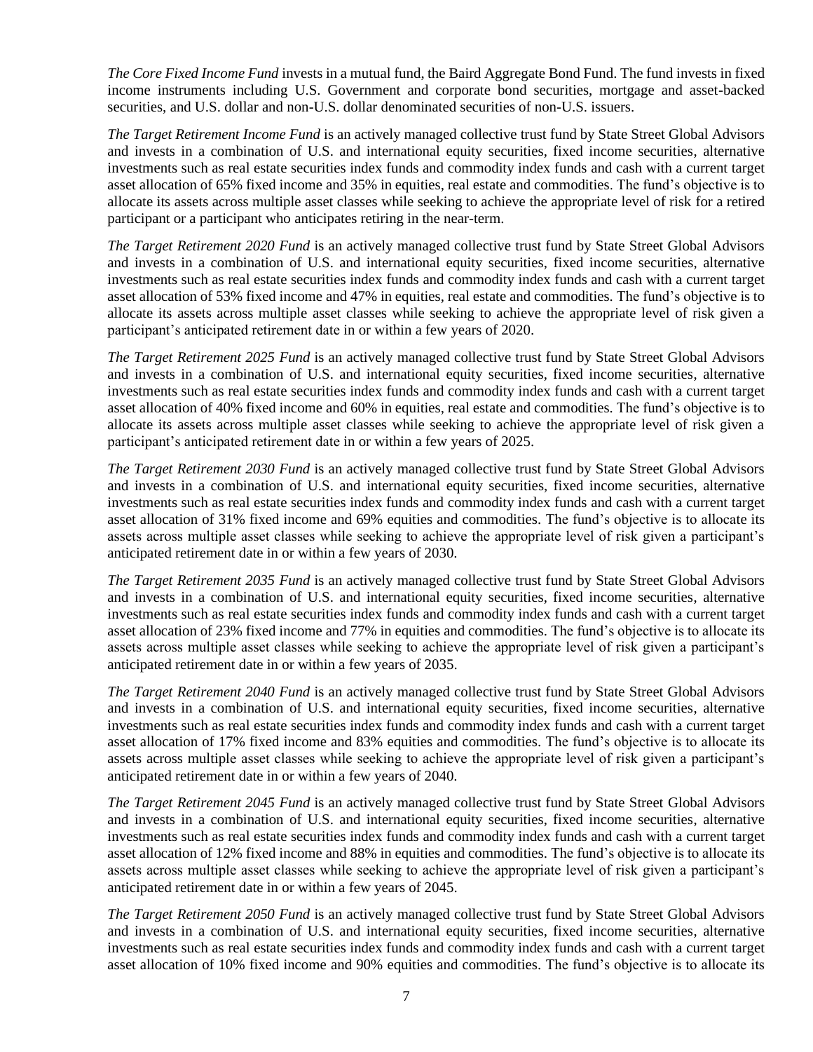*The Core Fixed Income Fund* invests in a mutual fund, the Baird Aggregate Bond Fund. The fund invests in fixed income instruments including U.S. Government and corporate bond securities, mortgage and asset-backed securities, and U.S. dollar and non-U.S. dollar denominated securities of non-U.S. issuers.

*The Target Retirement Income Fund* is an actively managed collective trust fund by State Street Global Advisors and invests in a combination of U.S. and international equity securities, fixed income securities, alternative investments such as real estate securities index funds and commodity index funds and cash with a current target asset allocation of 65% fixed income and 35% in equities, real estate and commodities. The fund's objective is to allocate its assets across multiple asset classes while seeking to achieve the appropriate level of risk for a retired participant or a participant who anticipates retiring in the near-term.

*The Target Retirement 2020 Fund* is an actively managed collective trust fund by State Street Global Advisors and invests in a combination of U.S. and international equity securities, fixed income securities, alternative investments such as real estate securities index funds and commodity index funds and cash with a current target asset allocation of 53% fixed income and 47% in equities, real estate and commodities. The fund's objective is to allocate its assets across multiple asset classes while seeking to achieve the appropriate level of risk given a participant's anticipated retirement date in or within a few years of 2020.

*The Target Retirement 2025 Fund* is an actively managed collective trust fund by State Street Global Advisors and invests in a combination of U.S. and international equity securities, fixed income securities, alternative investments such as real estate securities index funds and commodity index funds and cash with a current target asset allocation of 40% fixed income and 60% in equities, real estate and commodities. The fund's objective is to allocate its assets across multiple asset classes while seeking to achieve the appropriate level of risk given a participant's anticipated retirement date in or within a few years of 2025.

*The Target Retirement 2030 Fund* is an actively managed collective trust fund by State Street Global Advisors and invests in a combination of U.S. and international equity securities, fixed income securities, alternative investments such as real estate securities index funds and commodity index funds and cash with a current target asset allocation of 31% fixed income and 69% equities and commodities. The fund's objective is to allocate its assets across multiple asset classes while seeking to achieve the appropriate level of risk given a participant's anticipated retirement date in or within a few years of 2030.

*The Target Retirement 2035 Fund* is an actively managed collective trust fund by State Street Global Advisors and invests in a combination of U.S. and international equity securities, fixed income securities, alternative investments such as real estate securities index funds and commodity index funds and cash with a current target asset allocation of 23% fixed income and 77% in equities and commodities. The fund's objective is to allocate its assets across multiple asset classes while seeking to achieve the appropriate level of risk given a participant's anticipated retirement date in or within a few years of 2035.

*The Target Retirement 2040 Fund* is an actively managed collective trust fund by State Street Global Advisors and invests in a combination of U.S. and international equity securities, fixed income securities, alternative investments such as real estate securities index funds and commodity index funds and cash with a current target asset allocation of 17% fixed income and 83% equities and commodities. The fund's objective is to allocate its assets across multiple asset classes while seeking to achieve the appropriate level of risk given a participant's anticipated retirement date in or within a few years of 2040.

*The Target Retirement 2045 Fund* is an actively managed collective trust fund by State Street Global Advisors and invests in a combination of U.S. and international equity securities, fixed income securities, alternative investments such as real estate securities index funds and commodity index funds and cash with a current target asset allocation of 12% fixed income and 88% in equities and commodities. The fund's objective is to allocate its assets across multiple asset classes while seeking to achieve the appropriate level of risk given a participant's anticipated retirement date in or within a few years of 2045.

*The Target Retirement 2050 Fund* is an actively managed collective trust fund by State Street Global Advisors and invests in a combination of U.S. and international equity securities, fixed income securities, alternative investments such as real estate securities index funds and commodity index funds and cash with a current target asset allocation of 10% fixed income and 90% equities and commodities. The fund's objective is to allocate its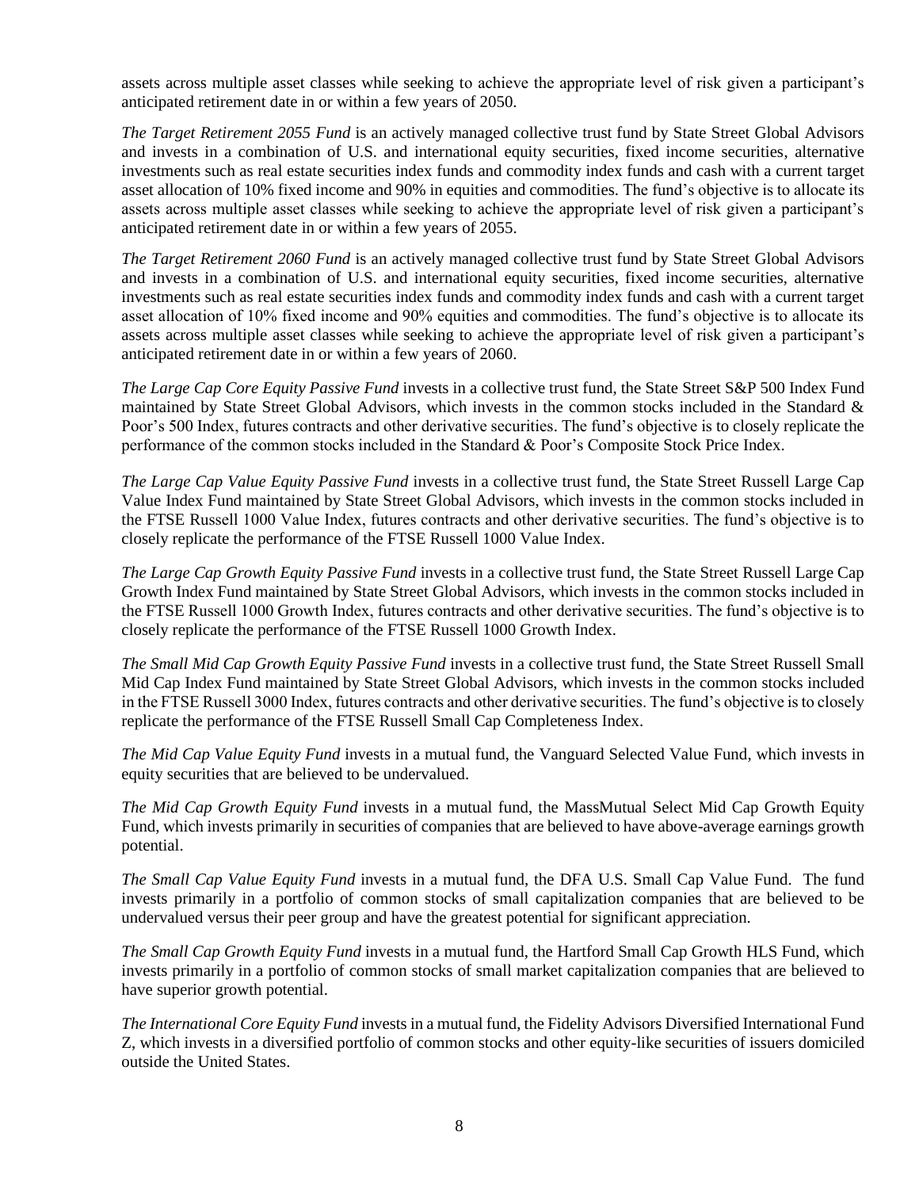assets across multiple asset classes while seeking to achieve the appropriate level of risk given a participant's anticipated retirement date in or within a few years of 2050.

*The Target Retirement 2055 Fund* is an actively managed collective trust fund by State Street Global Advisors and invests in a combination of U.S. and international equity securities, fixed income securities, alternative investments such as real estate securities index funds and commodity index funds and cash with a current target asset allocation of 10% fixed income and 90% in equities and commodities. The fund's objective is to allocate its assets across multiple asset classes while seeking to achieve the appropriate level of risk given a participant's anticipated retirement date in or within a few years of 2055.

*The Target Retirement 2060 Fund* is an actively managed collective trust fund by State Street Global Advisors and invests in a combination of U.S. and international equity securities, fixed income securities, alternative investments such as real estate securities index funds and commodity index funds and cash with a current target asset allocation of 10% fixed income and 90% equities and commodities. The fund's objective is to allocate its assets across multiple asset classes while seeking to achieve the appropriate level of risk given a participant's anticipated retirement date in or within a few years of 2060.

*The Large Cap Core Equity Passive Fund* invests in a collective trust fund, the State Street S&P 500 Index Fund maintained by State Street Global Advisors, which invests in the common stocks included in the Standard & Poor's 500 Index, futures contracts and other derivative securities. The fund's objective is to closely replicate the performance of the common stocks included in the Standard & Poor's Composite Stock Price Index.

*The Large Cap Value Equity Passive Fund* invests in a collective trust fund, the State Street Russell Large Cap Value Index Fund maintained by State Street Global Advisors, which invests in the common stocks included in the FTSE Russell 1000 Value Index, futures contracts and other derivative securities. The fund's objective is to closely replicate the performance of the FTSE Russell 1000 Value Index.

*The Large Cap Growth Equity Passive Fund* invests in a collective trust fund, the State Street Russell Large Cap Growth Index Fund maintained by State Street Global Advisors, which invests in the common stocks included in the FTSE Russell 1000 Growth Index, futures contracts and other derivative securities. The fund's objective is to closely replicate the performance of the FTSE Russell 1000 Growth Index.

*The Small Mid Cap Growth Equity Passive Fund* invests in a collective trust fund, the State Street Russell Small Mid Cap Index Fund maintained by State Street Global Advisors, which invests in the common stocks included in the FTSE Russell 3000 Index, futures contracts and other derivative securities. The fund's objective is to closely replicate the performance of the FTSE Russell Small Cap Completeness Index.

*The Mid Cap Value Equity Fund* invests in a mutual fund, the Vanguard Selected Value Fund, which invests in equity securities that are believed to be undervalued.

*The Mid Cap Growth Equity Fund* invests in a mutual fund, the MassMutual Select Mid Cap Growth Equity Fund, which invests primarily in securities of companies that are believed to have above-average earnings growth potential.

*The Small Cap Value Equity Fund* invests in a mutual fund, the DFA U.S. Small Cap Value Fund. The fund invests primarily in a portfolio of common stocks of small capitalization companies that are believed to be undervalued versus their peer group and have the greatest potential for significant appreciation.

*The Small Cap Growth Equity Fund* invests in a mutual fund, the Hartford Small Cap Growth HLS Fund, which invests primarily in a portfolio of common stocks of small market capitalization companies that are believed to have superior growth potential.

*The International Core Equity Fund* invests in a mutual fund, the Fidelity Advisors Diversified International Fund Z, which invests in a diversified portfolio of common stocks and other equity-like securities of issuers domiciled outside the United States.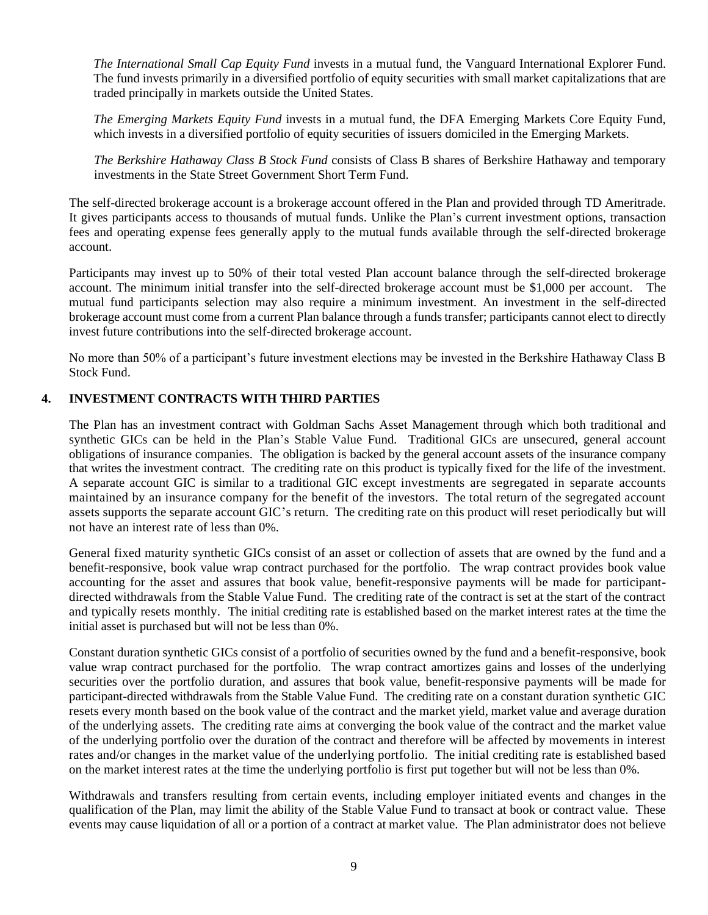*The International Small Cap Equity Fund* invests in a mutual fund, the Vanguard International Explorer Fund. The fund invests primarily in a diversified portfolio of equity securities with small market capitalizations that are traded principally in markets outside the United States.

*The Emerging Markets Equity Fund* invests in a mutual fund, the DFA Emerging Markets Core Equity Fund, which invests in a diversified portfolio of equity securities of issuers domiciled in the Emerging Markets.

*The Berkshire Hathaway Class B Stock Fund* consists of Class B shares of Berkshire Hathaway and temporary investments in the State Street Government Short Term Fund.

The self-directed brokerage account is a brokerage account offered in the Plan and provided through TD Ameritrade. It gives participants access to thousands of mutual funds. Unlike the Plan's current investment options, transaction fees and operating expense fees generally apply to the mutual funds available through the self-directed brokerage account.

Participants may invest up to 50% of their total vested Plan account balance through the self-directed brokerage account. The minimum initial transfer into the self-directed brokerage account must be $1,000 per account. The mutual fund participants selection may also require a minimum investment. An investment in the self-directed brokerage account must come from a current Plan balance through a funds transfer; participants cannot elect to directly invest future contributions into the self-directed brokerage account.

No more than 50% of a participant's future investment elections may be invested in the Berkshire Hathaway Class B Stock Fund.

## 4. INVESTMENT CONTRACTS WITH THIRD PARTIES

The Plan has an investment contract with Goldman Sachs Asset Management through which both traditional and synthetic GICs can be held in the Plan's Stable Value Fund. Traditional GICs are unsecured, general account obligations of insurance companies. The obligation is backed by the general account assets of the insurance company that writes the investment contract. The crediting rate on this product is typically fixed for the life of the investment. A separate account GIC is similar to a traditional GIC except investments are segregated in separate accounts maintained by an insurance company for the benefit of the investors. The total return of the segregated account assets supports the separate account GIC's return. The crediting rate on this product will reset periodically but will not have an interest rate of less than 0%.

General fixed maturity synthetic GICs consist of an asset or collection of assets that are owned by the fund and a benefit-responsive, book value wrap contract purchased for the portfolio. The wrap contract provides book value accounting for the asset and assures that book value, benefit-responsive payments will be made for participant-directed withdrawals from the Stable Value Fund. The crediting rate of the contract is set at the start of the contract and typically resets monthly. The initial crediting rate is established based on the market interest rates at the time the initial asset is purchased but will not be less than 0%.

Constant duration synthetic GICs consist of a portfolio of securities owned by the fund and a benefit-responsive, book value wrap contract purchased for the portfolio. The wrap contract amortizes gains and losses of the underlying securities over the portfolio duration, and assures that book value, benefit-responsive payments will be made for participant-directed withdrawals from the Stable Value Fund. The crediting rate on a constant duration synthetic GIC resets every month based on the book value of the contract and the market yield, market value and average duration of the underlying assets. The crediting rate aims at converging the book value of the contract and the market value of the underlying portfolio over the duration of the contract and therefore will be affected by movements in interest rates and/or changes in the market value of the underlying portfolio. The initial crediting rate is established based on the market interest rates at the time the underlying portfolio is first put together but will not be less than 0%.

Withdrawals and transfers resulting from certain events, including employer initiated events and changes in the qualification of the Plan, may limit the ability of the Stable Value Fund to transact at book or contract value. These events may cause liquidation of all or a portion of a contract at market value. The Plan administrator does not believe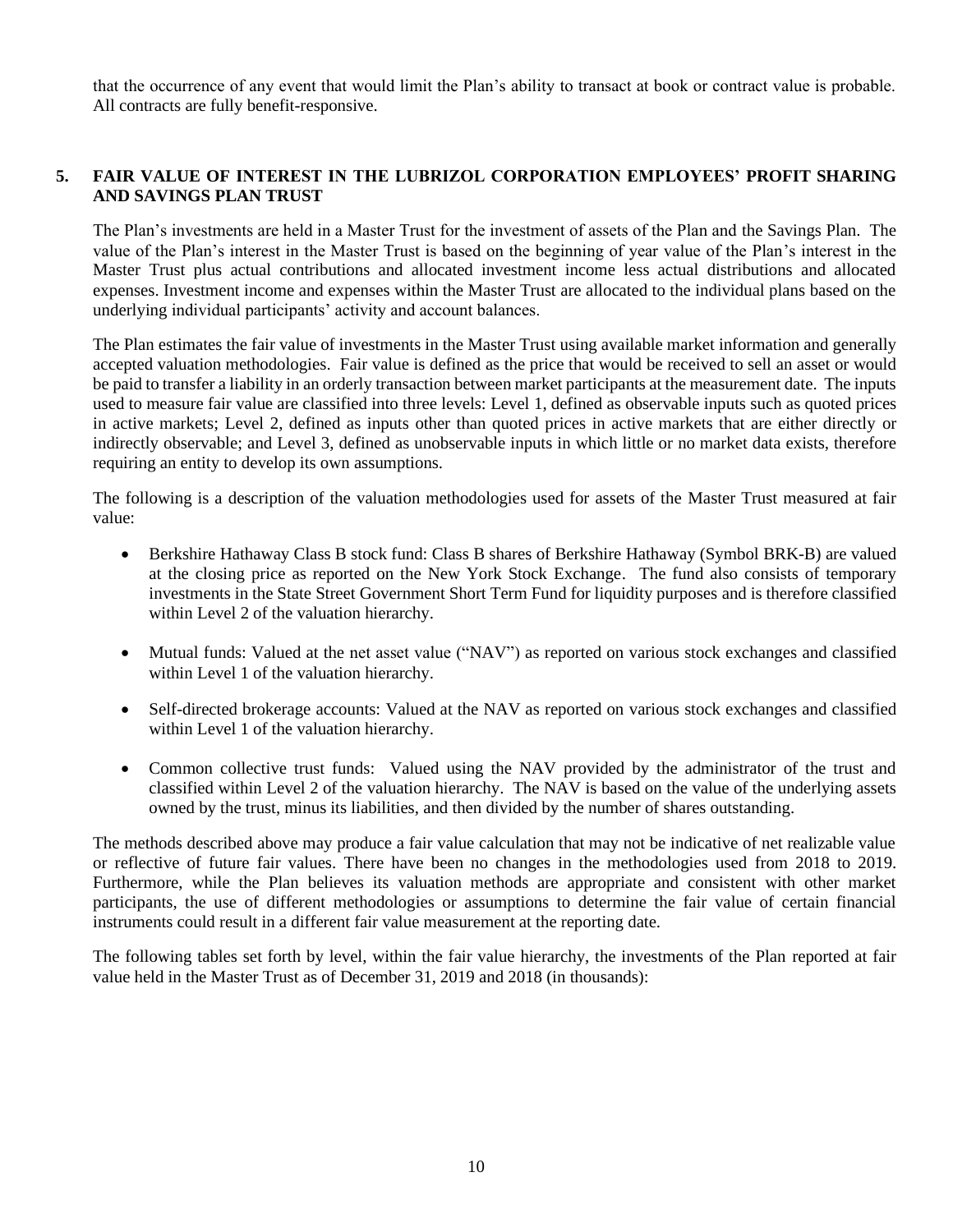that the occurrence of any event that would limit the Plan's ability to transact at book or contract value is probable. All contracts are fully benefit-responsive.

## 5. FAIR VALUE OF INTEREST IN THE LUBRIZOL CORPORATION EMPLOYEES' PROFIT SHARING AND SAVINGS PLAN TRUST

The Plan's investments are held in a Master Trust for the investment of assets of the Plan and the Savings Plan. The value of the Plan's interest in the Master Trust is based on the beginning of year value of the Plan's interest in the Master Trust plus actual contributions and allocated investment income less actual distributions and allocated expenses. Investment income and expenses within the Master Trust are allocated to the individual plans based on the underlying individual participants' activity and account balances.

The Plan estimates the fair value of investments in the Master Trust using available market information and generally accepted valuation methodologies. Fair value is defined as the price that would be received to sell an asset or would be paid to transfer a liability in an orderly transaction between market participants at the measurement date. The inputs used to measure fair value are classified into three levels: Level 1, defined as observable inputs such as quoted prices in active markets; Level 2, defined as inputs other than quoted prices in active markets that are either directly or indirectly observable; and Level 3, defined as unobservable inputs in which little or no market data exists, therefore requiring an entity to develop its own assumptions.

The following is a description of the valuation methodologies used for assets of the Master Trust measured at fair value:

- Berkshire Hathaway Class B stock fund: Class B shares of Berkshire Hathaway (Symbol BRK-B) are valued at the closing price as reported on the New York Stock Exchange. The fund also consists of temporary investments in the State Street Government Short Term Fund for liquidity purposes and is therefore classified within Level 2 of the valuation hierarchy.
- Mutual funds: Valued at the net asset value ("NAV") as reported on various stock exchanges and classified within Level 1 of the valuation hierarchy.
- Self-directed brokerage accounts: Valued at the NAV as reported on various stock exchanges and classified within Level 1 of the valuation hierarchy.
- Common collective trust funds: Valued using the NAV provided by the administrator of the trust and classified within Level 2 of the valuation hierarchy. The NAV is based on the value of the underlying assets owned by the trust, minus its liabilities, and then divided by the number of shares outstanding.

The methods described above may produce a fair value calculation that may not be indicative of net realizable value or reflective of future fair values. There have been no changes in the methodologies used from 2018 to 2019. Furthermore, while the Plan believes its valuation methods are appropriate and consistent with other market participants, the use of different methodologies or assumptions to determine the fair value of certain financial instruments could result in a different fair value measurement at the reporting date.

The following tables set forth by level, within the fair value hierarchy, the investments of the Plan reported at fair value held in the Master Trust as of December 31, 2019 and 2018 (in thousands):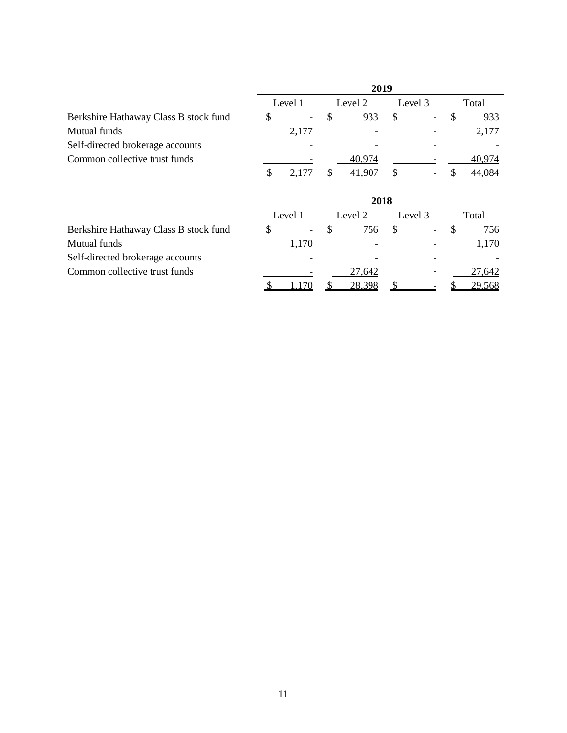| | 2019 | | | |
|---|---|---|---|---|
| | Level 1 | Level 2 | Level 3 | Total |
| Berkshire Hathaway Class B stock fund | $ - | $ 933 | $ - | $ 933 |
| Mutual funds | 2,177 | - | - | 2,177 |
| Self-directed brokerage accounts | - | - | - | - |
| Common collective trust funds | - | 40,974 | - | 40,974 |
| | $ 2,177 | $ 41,907 | $ - | $ 44,084 |

| | 2018 | | | |
|---|---|---|---|---|
| | Level 1 | Level 2 | Level 3 | Total |
| Berkshire Hathaway Class B stock fund | $ - | $ 756 | $ - | $ 756 |
| Mutual funds | 1,170 | - | - | 1,170 |
| Self-directed brokerage accounts | - | - | - | - |
| Common collective trust funds | - | 27,642 | - | 27,642 |
| | $ 1,170 | $ 28,398 | $ - | $ 29,568 |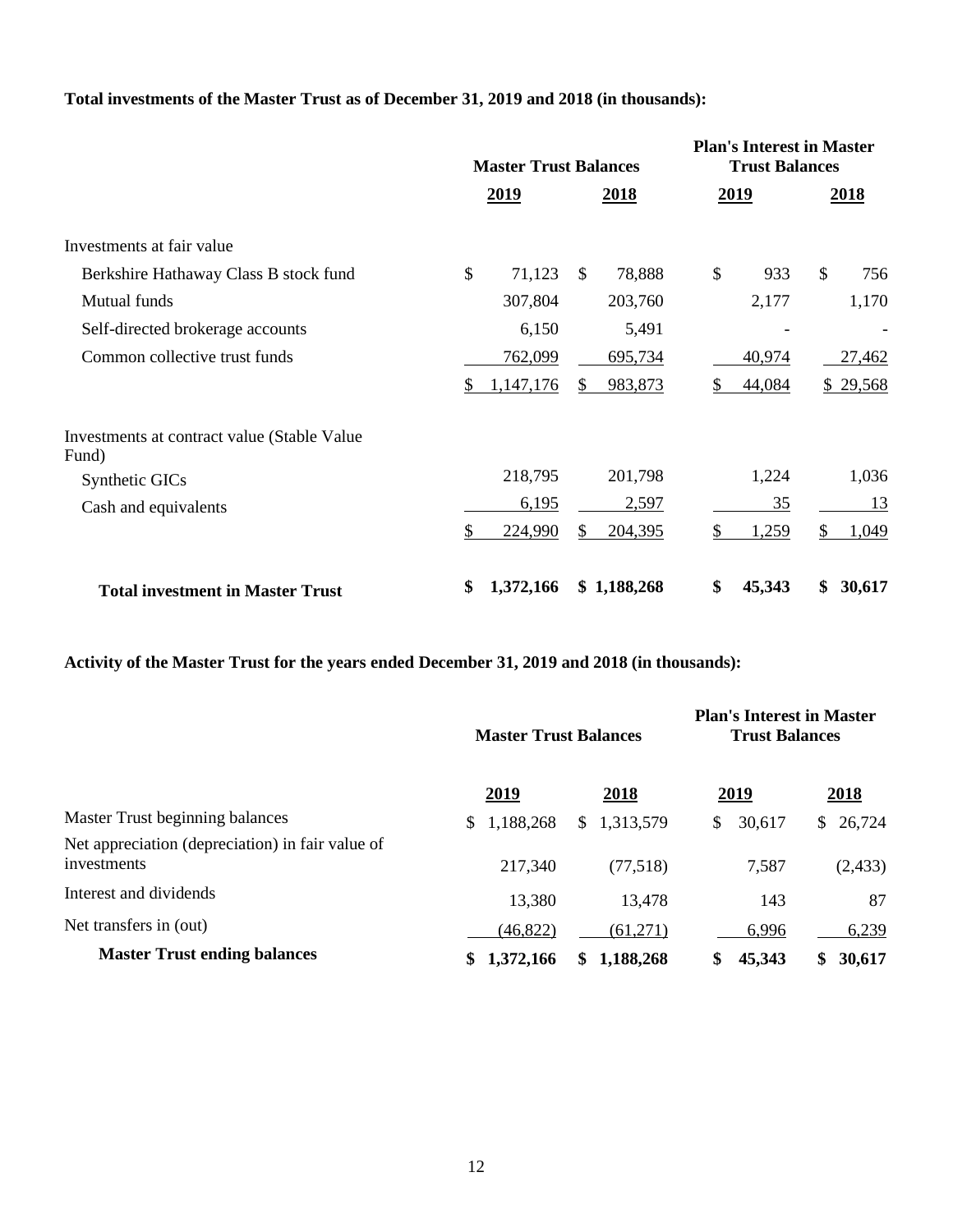**Total investments of the Master Trust as of December 31, 2019 and 2018 (in thousands):**

| | Master Trust Balances | | Plan's Interest in Master Trust Balances | |
|---|---|---|---|---|
| | 2019 | 2018 | 2019 | 2018 |
| Investments at fair value | | | | |
| Berkshire Hathaway Class B stock fund | $ 71,123 | $ 78,888 | $ 933 | $ 756 |
| Mutual funds | 307,804 | 203,760 | 2,177 | 1,170 |
| Self-directed brokerage accounts | 6,150 | 5,491 | - | - |
| Common collective trust funds | 762,099 | 695,734 | 40,974 | 27,462 |
| | $ 1,147,176 | $ 983,873 | $ 44,084 | $ 29,568 |
| Investments at contract value (Stable Value Fund) | | | | |
| Synthetic GICs | 218,795 | 201,798 | 1,224 | 1,036 |
| Cash and equivalents | 6,195 | 2,597 | 35 | 13 |
| | $ 224,990 | $ 204,395 | $ 1,259 | $ 1,049 |
| **Total investment in Master Trust** | **$ 1,372,166** | **$ 1,188,268** | **$ 45,343** | **$ 30,617** |

**Activity of the Master Trust for the years ended December 31, 2019 and 2018 (in thousands):**

| | Master Trust Balances | | Plan's Interest in Master Trust Balances | |
|---|---|---|---|---|
| | 2019 | 2018 | 2019 | 2018 |
| Master Trust beginning balances | $ 1,188,268 | $ 1,313,579 | $ 30,617 | $ 26,724 |
| Net appreciation (depreciation) in fair value of investments | 217,340 | (77,518) | 7,587 | (2,433) |
| Interest and dividends | 13,380 | 13,478 | 143 | 87 |
| Net transfers in (out) | (46,822) | (61,271) | 6,996 | 6,239 |
| **Master Trust ending balances** | **$ 1,372,166** | **$ 1,188,268** | **$ 45,343** | **$ 30,617** |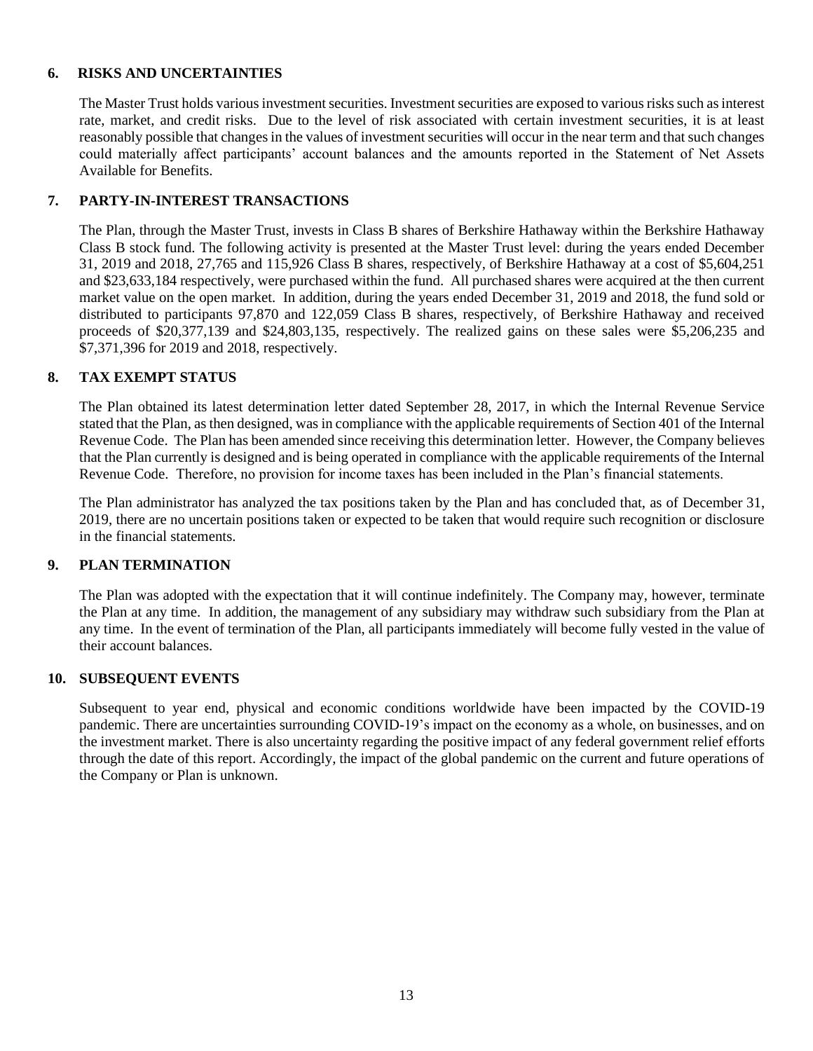## 6. RISKS AND UNCERTAINTIES

The Master Trust holds various investment securities. Investment securities are exposed to various risks such as interest rate, market, and credit risks. Due to the level of risk associated with certain investment securities, it is at least reasonably possible that changes in the values of investment securities will occur in the near term and that such changes could materially affect participants' account balances and the amounts reported in the Statement of Net Assets Available for Benefits.

## 7. PARTY-IN-INTEREST TRANSACTIONS

The Plan, through the Master Trust, invests in Class B shares of Berkshire Hathaway within the Berkshire Hathaway Class B stock fund. The following activity is presented at the Master Trust level: during the years ended December 31, 2019 and 2018, 27,765 and 115,926 Class B shares, respectively, of Berkshire Hathaway at a cost of $5,604,251 and $23,633,184 respectively, were purchased within the fund. All purchased shares were acquired at the then current market value on the open market. In addition, during the years ended December 31, 2019 and 2018, the fund sold or distributed to participants 97,870 and 122,059 Class B shares, respectively, of Berkshire Hathaway and received proceeds of $20,377,139 and $24,803,135, respectively. The realized gains on these sales were $5,206,235 and $7,371,396 for 2019 and 2018, respectively.

## 8. TAX EXEMPT STATUS

The Plan obtained its latest determination letter dated September 28, 2017, in which the Internal Revenue Service stated that the Plan, as then designed, was in compliance with the applicable requirements of Section 401 of the Internal Revenue Code. The Plan has been amended since receiving this determination letter. However, the Company believes that the Plan currently is designed and is being operated in compliance with the applicable requirements of the Internal Revenue Code. Therefore, no provision for income taxes has been included in the Plan's financial statements.

The Plan administrator has analyzed the tax positions taken by the Plan and has concluded that, as of December 31, 2019, there are no uncertain positions taken or expected to be taken that would require such recognition or disclosure in the financial statements.

## 9. PLAN TERMINATION

The Plan was adopted with the expectation that it will continue indefinitely. The Company may, however, terminate the Plan at any time. In addition, the management of any subsidiary may withdraw such subsidiary from the Plan at any time. In the event of termination of the Plan, all participants immediately will become fully vested in the value of their account balances.

## 10. SUBSEQUENT EVENTS

Subsequent to year end, physical and economic conditions worldwide have been impacted by the COVID-19 pandemic. There are uncertainties surrounding COVID-19's impact on the economy as a whole, on businesses, and on the investment market. There is also uncertainty regarding the positive impact of any federal government relief efforts through the date of this report. Accordingly, the impact of the global pandemic on the current and future operations of the Company or Plan is unknown.